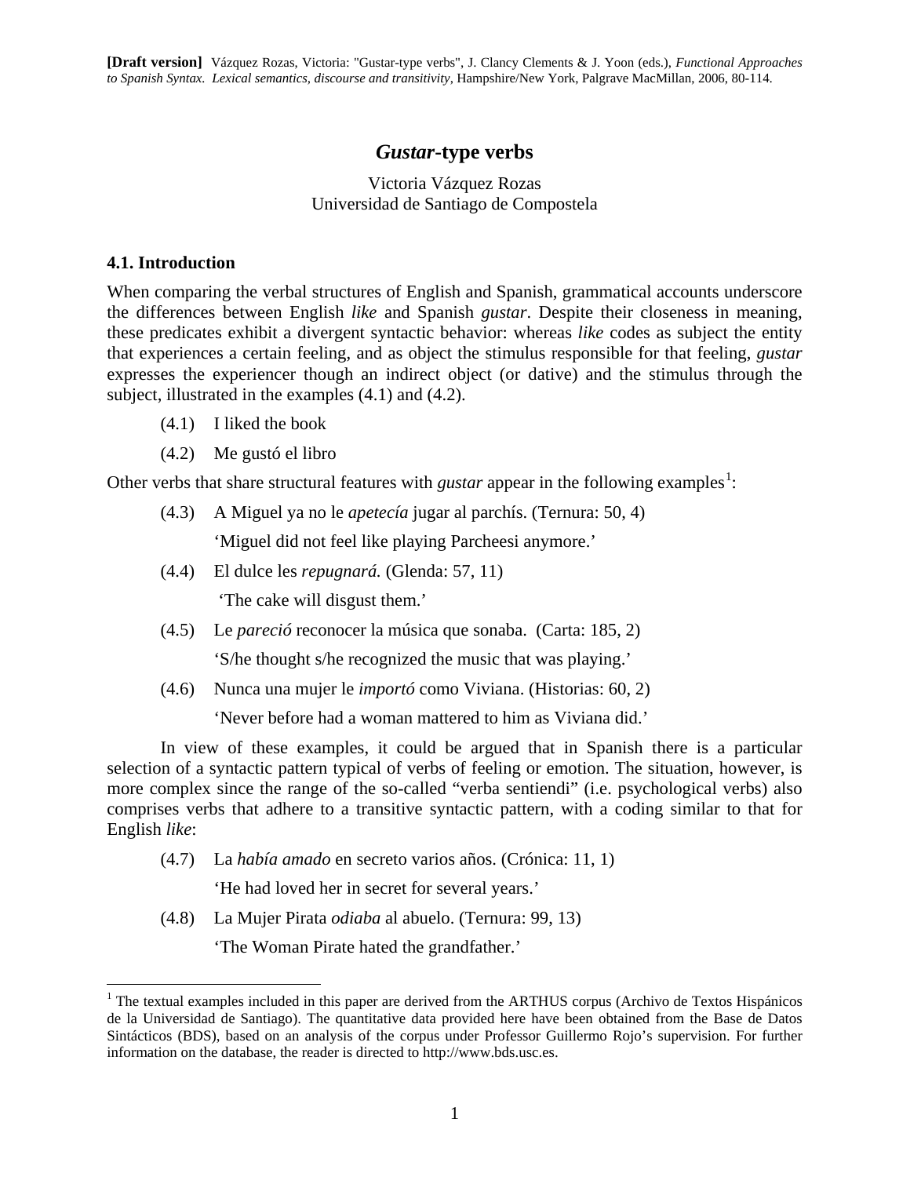**[Draft version]** Vázquez Rozas, Victoria: "Gustar-type verbs", J. Clancy Clements & J. Yoon (eds.), *Functional Approaches to Spanish Syntax. Lexical semantics, discourse and transitivity*, Hampshire/New York, Palgrave MacMillan, 2006, 80-114.

# *Gustar*-type verbs

Victoria Vázquez Rozas
Universidad de Santiago de Compostela

## 4.1. Introduction

When comparing the verbal structures of English and Spanish, grammatical accounts underscore the differences between English *like* and Spanish *gustar*. Despite their closeness in meaning, these predicates exhibit a divergent syntactic behavior: whereas *like* codes as subject the entity that experiences a certain feeling, and as object the stimulus responsible for that feeling, *gustar* expresses the experiencer though an indirect object (or dative) and the stimulus through the subject, illustrated in the examples (4.1) and (4.2).

(4.1) I liked the book

(4.2) Me gustó el libro

Other verbs that share structural features with *gustar* appear in the following examples[1]:

(4.3) A Miguel ya no le *apetecía* jugar al parchís. (Ternura: 50, 4)
'Miguel did not feel like playing Parcheesi anymore.'

(4.4) El dulce les *repugnará.* (Glenda: 57, 11)
'The cake will disgust them.'

(4.5) Le *pareció* reconocer la música que sonaba. (Carta: 185, 2)
'S/he thought s/he recognized the music that was playing.'

(4.6) Nunca una mujer le *importó* como Viviana. (Historias: 60, 2)
'Never before had a woman mattered to him as Viviana did.'

In view of these examples, it could be argued that in Spanish there is a particular selection of a syntactic pattern typical of verbs of feeling or emotion. The situation, however, is more complex since the range of the so-called "verba sentiendi" (i.e. psychological verbs) also comprises verbs that adhere to a transitive syntactic pattern, with a coding similar to that for English *like*:

(4.7) La *había amado* en secreto varios años. (Crónica: 11, 1)
'He had loved her in secret for several years.'

(4.8) La Mujer Pirata *odiaba* al abuelo. (Ternura: 99, 13)
'The Woman Pirate hated the grandfather.'

[1] The textual examples included in this paper are derived from the ARTHUS corpus (Archivo de Textos Hispánicos de la Universidad de Santiago). The quantitative data provided here have been obtained from the Base de Datos Sintácticos (BDS), based on an analysis of the corpus under Professor Guillermo Rojo's supervision. For further information on the database, the reader is directed to http://www.bds.usc.es.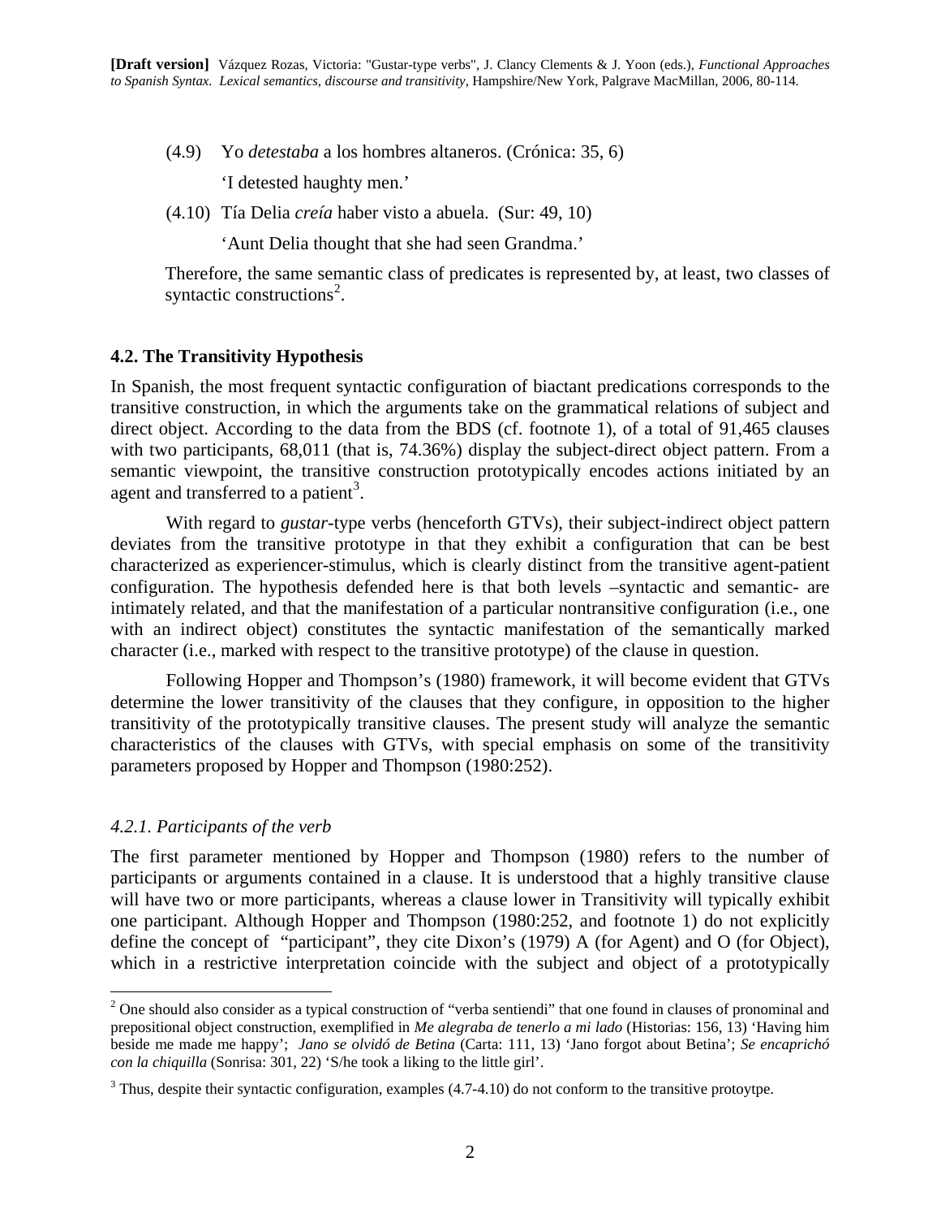(4.9) Yo *detestaba* a los hombres altaneros. (Crónica: 35, 6)

'I detested haughty men.'

(4.10) Tía Delia *creía* haber visto a abuela. (Sur: 49, 10)

'Aunt Delia thought that she had seen Grandma.'

Therefore, the same semantic class of predicates is represented by, at least, two classes of syntactic constructions[2].

## 4.2. The Transitivity Hypothesis

In Spanish, the most frequent syntactic configuration of biactant predications corresponds to the transitive construction, in which the arguments take on the grammatical relations of subject and direct object. According to the data from the BDS (cf. footnote 1), of a total of 91,465 clauses with two participants, 68,011 (that is, 74.36%) display the subject-direct object pattern. From a semantic viewpoint, the transitive construction prototypically encodes actions initiated by an agent and transferred to a patient[3].

With regard to *gustar*-type verbs (henceforth GTVs), their subject-indirect object pattern deviates from the transitive prototype in that they exhibit a configuration that can be best characterized as experiencer-stimulus, which is clearly distinct from the transitive agent-patient configuration. The hypothesis defended here is that both levels –syntactic and semantic- are intimately related, and that the manifestation of a particular nontransitive configuration (i.e., one with an indirect object) constitutes the syntactic manifestation of the semantically marked character (i.e., marked with respect to the transitive prototype) of the clause in question.

Following Hopper and Thompson's (1980) framework, it will become evident that GTVs determine the lower transitivity of the clauses that they configure, in opposition to the higher transitivity of the prototypically transitive clauses. The present study will analyze the semantic characteristics of the clauses with GTVs, with special emphasis on some of the transitivity parameters proposed by Hopper and Thompson (1980:252).

### *4.2.1. Participants of the verb*

The first parameter mentioned by Hopper and Thompson (1980) refers to the number of participants or arguments contained in a clause. It is understood that a highly transitive clause will have two or more participants, whereas a clause lower in Transitivity will typically exhibit one participant. Although Hopper and Thompson (1980:252, and footnote 1) do not explicitly define the concept of "participant", they cite Dixon's (1979) A (for Agent) and O (for Object), which in a restrictive interpretation coincide with the subject and object of a prototypically

---

[2] One should also consider as a typical construction of "verba sentiendi" that one found in clauses of pronominal and prepositional object construction, exemplified in *Me alegraba de tenerlo a mi lado* (Historias: 156, 13) 'Having him beside me made me happy'; *Jano se olvidó de Betina* (Carta: 111, 13) 'Jano forgot about Betina'; *Se encaprichó con la chiquilla* (Sonrisa: 301, 22) 'S/he took a liking to the little girl'.

[3] Thus, despite their syntactic configuration, examples (4.7-4.10) do not conform to the transitive protoytpe.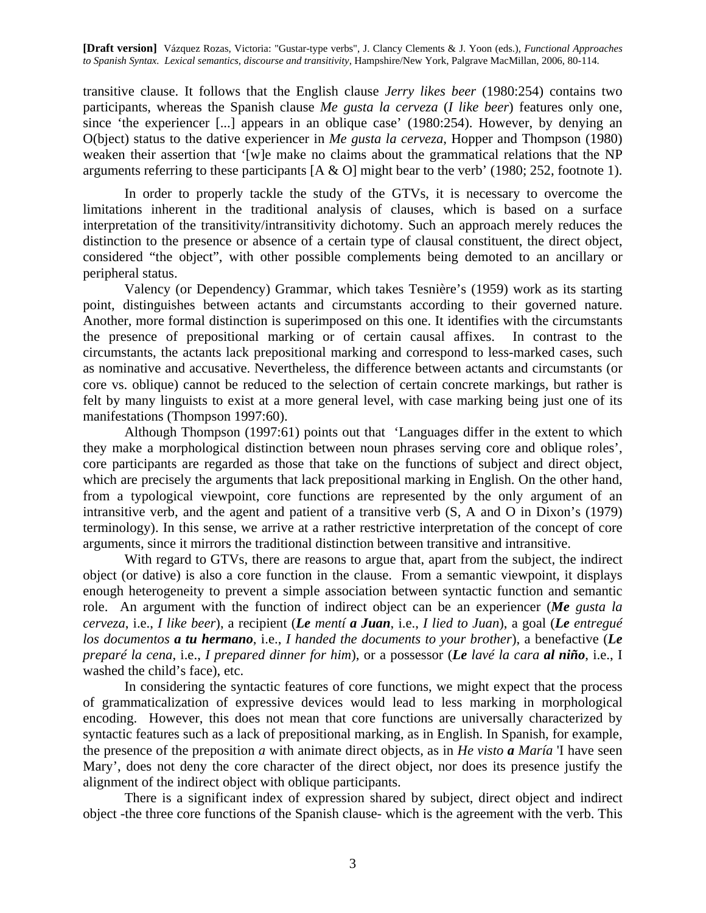transitive clause. It follows that the English clause *Jerry likes beer* (1980:254) contains two participants, whereas the Spanish clause *Me gusta la cerveza* (*I like beer*) features only one, since 'the experiencer [...] appears in an oblique case' (1980:254). However, by denying an O(bject) status to the dative experiencer in *Me gusta la cerveza*, Hopper and Thompson (1980) weaken their assertion that '[w]e make no claims about the grammatical relations that the NP arguments referring to these participants [A & O] might bear to the verb' (1980; 252, footnote 1).

In order to properly tackle the study of the GTVs, it is necessary to overcome the limitations inherent in the traditional analysis of clauses, which is based on a surface interpretation of the transitivity/intransitivity dichotomy. Such an approach merely reduces the distinction to the presence or absence of a certain type of clausal constituent, the direct object, considered "the object", with other possible complements being demoted to an ancillary or peripheral status.

Valency (or Dependency) Grammar, which takes Tesnière's (1959) work as its starting point, distinguishes between actants and circumstants according to their governed nature. Another, more formal distinction is superimposed on this one. It identifies with the circumstants the presence of prepositional marking or of certain causal affixes. In contrast to the circumstants, the actants lack prepositional marking and correspond to less-marked cases, such as nominative and accusative. Nevertheless, the difference between actants and circumstants (or core vs. oblique) cannot be reduced to the selection of certain concrete markings, but rather is felt by many linguists to exist at a more general level, with case marking being just one of its manifestations (Thompson 1997:60).

Although Thompson (1997:61) points out that 'Languages differ in the extent to which they make a morphological distinction between noun phrases serving core and oblique roles', core participants are regarded as those that take on the functions of subject and direct object, which are precisely the arguments that lack prepositional marking in English. On the other hand, from a typological viewpoint, core functions are represented by the only argument of an intransitive verb, and the agent and patient of a transitive verb (S, A and O in Dixon's (1979) terminology). In this sense, we arrive at a rather restrictive interpretation of the concept of core arguments, since it mirrors the traditional distinction between transitive and intransitive.

With regard to GTVs, there are reasons to argue that, apart from the subject, the indirect object (or dative) is also a core function in the clause. From a semantic viewpoint, it displays enough heterogeneity to prevent a simple association between syntactic function and semantic role. An argument with the function of indirect object can be an experiencer (***Me*** *gusta la cerveza*, i.e., *I like beer*), a recipient (***Le*** *mentí* ***a Juan***, i.e., *I lied to Juan*), a goal (***Le*** *entregué los documentos* ***a tu hermano***, i.e., *I handed the documents to your brother*), a benefactive (***Le*** *preparé la cena*, i.e., *I prepared dinner for him*), or a possessor (***Le*** *lavé la cara* ***al niño***, i.e., I washed the child's face), etc.

In considering the syntactic features of core functions, we might expect that the process of grammaticalization of expressive devices would lead to less marking in morphological encoding. However, this does not mean that core functions are universally characterized by syntactic features such as a lack of prepositional marking, as in English. In Spanish, for example, the presence of the preposition *a* with animate direct objects, as in *He visto* ***a*** *María* 'I have seen Mary', does not deny the core character of the direct object, nor does its presence justify the alignment of the indirect object with oblique participants.

There is a significant index of expression shared by subject, direct object and indirect object -the three core functions of the Spanish clause- which is the agreement with the verb. This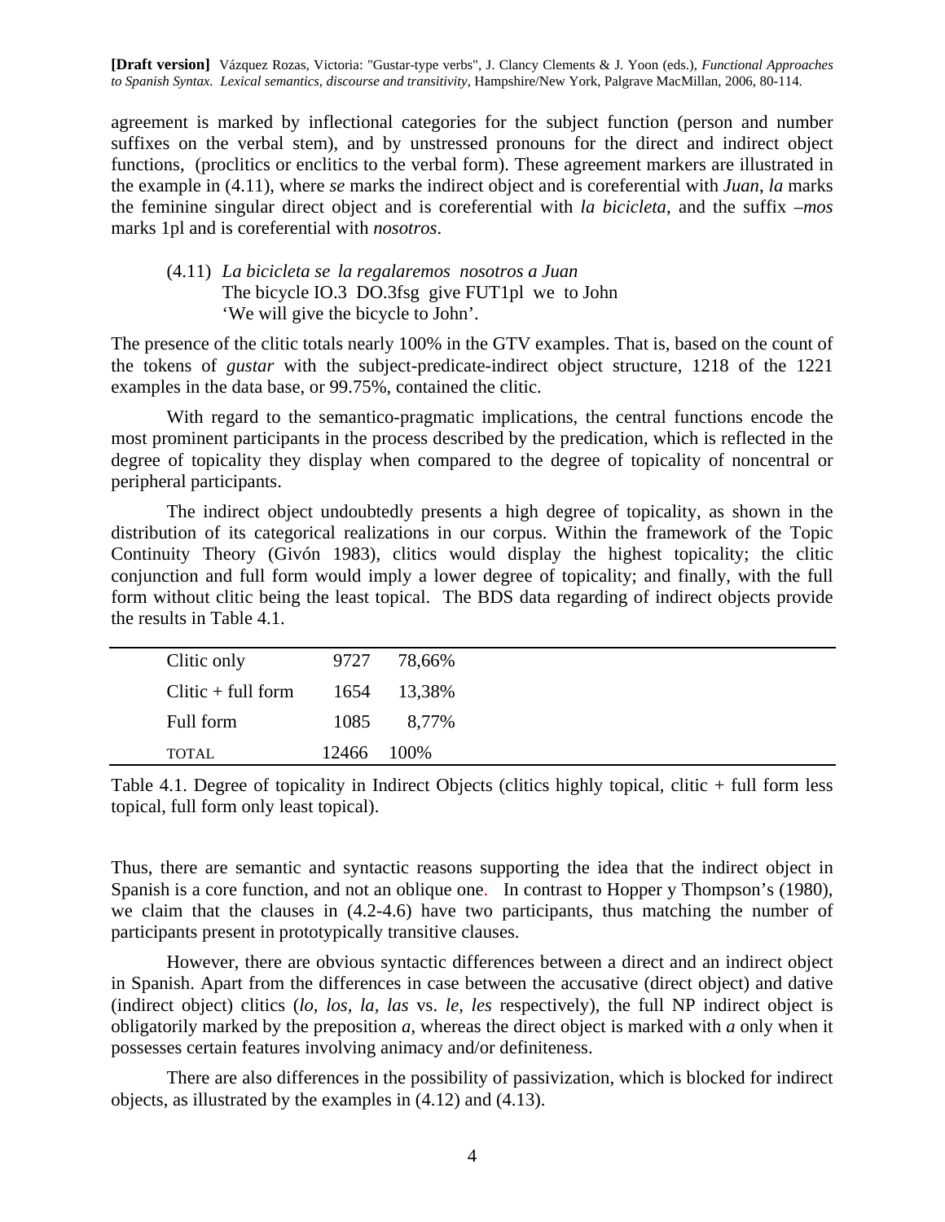agreement is marked by inflectional categories for the subject function (person and number suffixes on the verbal stem), and by unstressed pronouns for the direct and indirect object functions, (proclitics or enclitics to the verbal form). These agreement markers are illustrated in the example in (4.11), where *se* marks the indirect object and is coreferential with *Juan*, *la* marks the feminine singular direct object and is coreferential with *la bicicleta*, and the suffix *–mos* marks 1pl and is coreferential with *nosotros*.

(4.11) *La bicicleta se la regalaremos nosotros a Juan*
The bicycle IO.3 DO.3fsg give FUT1pl we to John
'We will give the bicycle to John'.

The presence of the clitic totals nearly 100% in the GTV examples. That is, based on the count of the tokens of *gustar* with the subject-predicate-indirect object structure, 1218 of the 1221 examples in the data base, or 99.75%, contained the clitic.

With regard to the semantico-pragmatic implications, the central functions encode the most prominent participants in the process described by the predication, which is reflected in the degree of topicality they display when compared to the degree of topicality of noncentral or peripheral participants.

The indirect object undoubtedly presents a high degree of topicality, as shown in the distribution of its categorical realizations in our corpus. Within the framework of the Topic Continuity Theory (Givón 1983), clitics would display the highest topicality; the clitic conjunction and full form would imply a lower degree of topicality; and finally, with the full form without clitic being the least topical. The BDS data regarding of indirect objects provide the results in Table 4.1.

| | | |
|---|---|---|
| Clitic only | 9727 | 78,66% |
| Clitic + full form | 1654 | 13,38% |
| Full form | 1085 | 8,77% |
| TOTAL | 12466 | 100% |

Table 4.1. Degree of topicality in Indirect Objects (clitics highly topical, clitic + full form less topical, full form only least topical).

Thus, there are semantic and syntactic reasons supporting the idea that the indirect object in Spanish is a core function, and not an oblique one. In contrast to Hopper y Thompson's (1980), we claim that the clauses in (4.2-4.6) have two participants, thus matching the number of participants present in prototypically transitive clauses.

However, there are obvious syntactic differences between a direct and an indirect object in Spanish. Apart from the differences in case between the accusative (direct object) and dative (indirect object) clitics (*lo, los, la, las* vs. *le, les* respectively), the full NP indirect object is obligatorily marked by the preposition *a*, whereas the direct object is marked with *a* only when it possesses certain features involving animacy and/or definiteness.

There are also differences in the possibility of passivization, which is blocked for indirect objects, as illustrated by the examples in (4.12) and (4.13).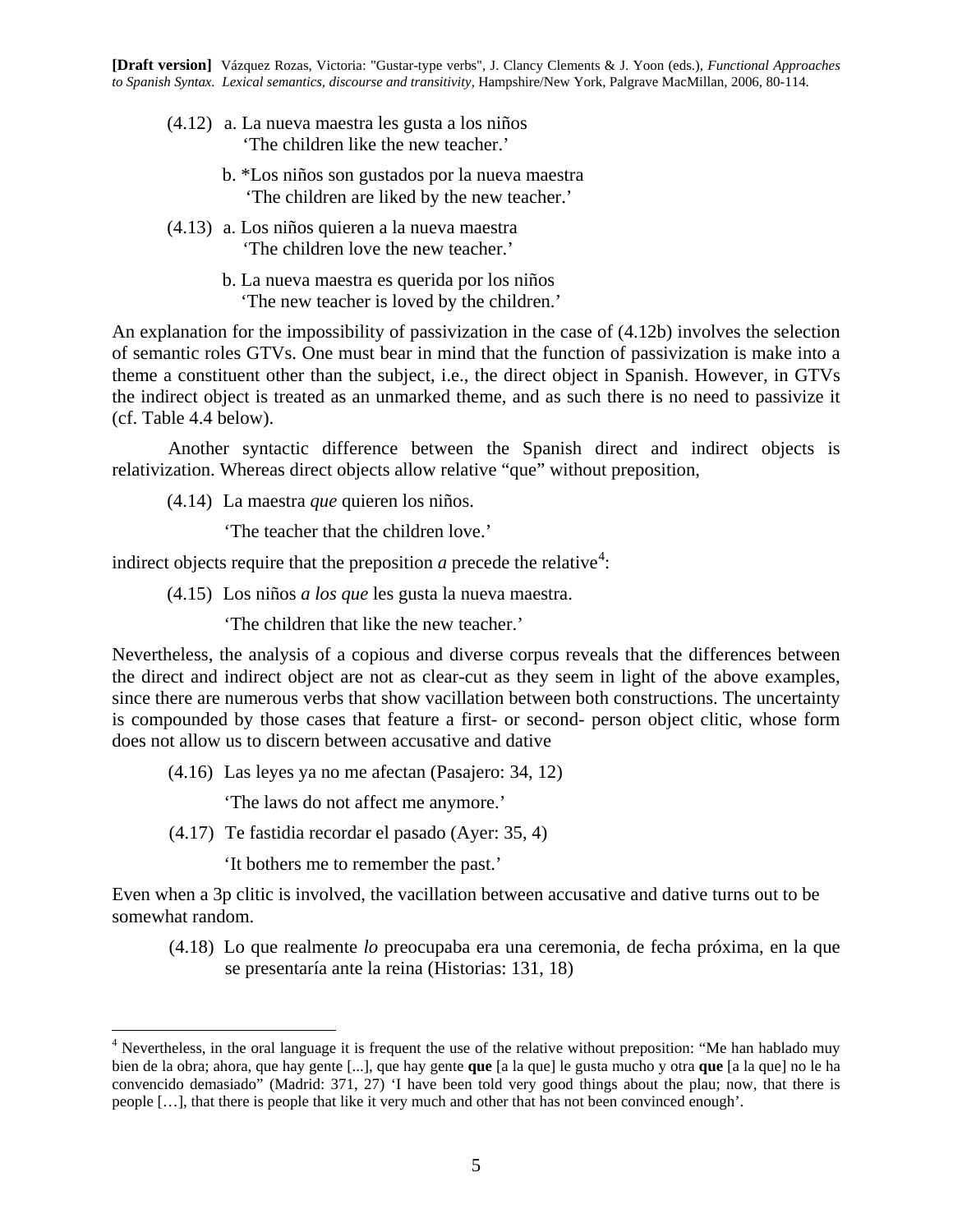(4.12) a. La nueva maestra les gusta a los niños
'The children like the new teacher.'

b. *Los niños son gustados por la nueva maestra
'The children are liked by the new teacher.'

(4.13) a. Los niños quieren a la nueva maestra
'The children love the new teacher.'

b. La nueva maestra es querida por los niños
'The new teacher is loved by the children.'

An explanation for the impossibility of passivization in the case of (4.12b) involves the selection of semantic roles GTVs. One must bear in mind that the function of passivization is make into a theme a constituent other than the subject, i.e., the direct object in Spanish. However, in GTVs the indirect object is treated as an unmarked theme, and as such there is no need to passivize it (cf. Table 4.4 below).

Another syntactic difference between the Spanish direct and indirect objects is relativization. Whereas direct objects allow relative "que" without preposition,

(4.14) La maestra *que* quieren los niños.

'The teacher that the children love.'

indirect objects require that the preposition *a* precede the relative[4]:

(4.15) Los niños *a los que* les gusta la nueva maestra.

'The children that like the new teacher.'

Nevertheless, the analysis of a copious and diverse corpus reveals that the differences between the direct and indirect object are not as clear-cut as they seem in light of the above examples, since there are numerous verbs that show vacillation between both constructions. The uncertainty is compounded by those cases that feature a first- or second- person object clitic, whose form does not allow us to discern between accusative and dative

(4.16) Las leyes ya no me afectan (Pasajero: 34, 12)

'The laws do not affect me anymore.'

(4.17) Te fastidia recordar el pasado (Ayer: 35, 4)

'It bothers me to remember the past.'

Even when a 3p clitic is involved, the vacillation between accusative and dative turns out to be somewhat random.

(4.18) Lo que realmente *lo* preocupaba era una ceremonia, de fecha próxima, en la que se presentaría ante la reina (Historias: 131, 18)

---

[4] Nevertheless, in the oral language it is frequent the use of the relative without preposition: "Me han hablado muy bien de la obra; ahora, que hay gente [...], que hay gente **que** [a la que] le gusta mucho y otra **que** [a la que] no le ha convencido demasiado" (Madrid: 371, 27) 'I have been told very good things about the plau; now, that there is people […], that there is people that like it very much and other that has not been convinced enough'.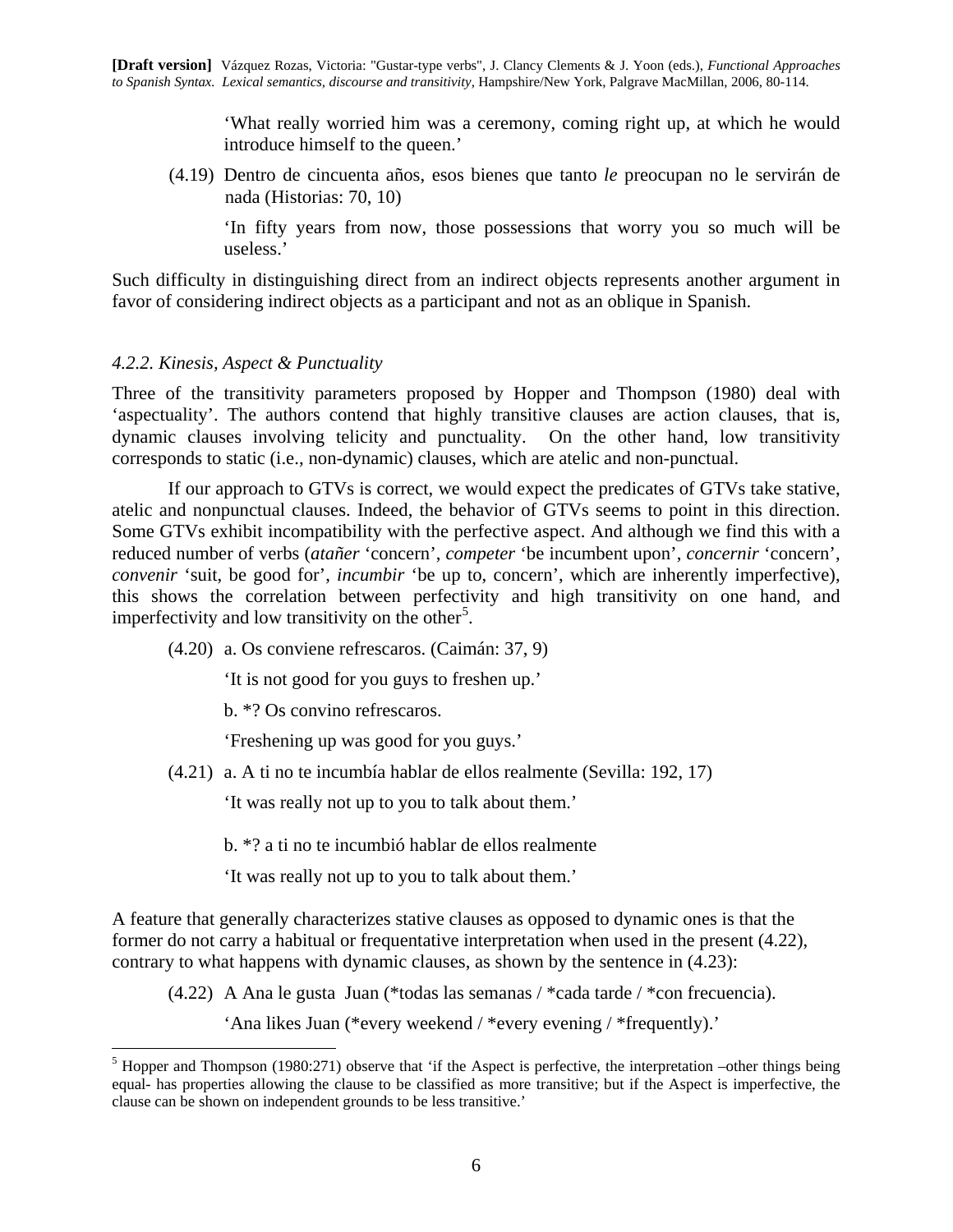'What really worried him was a ceremony, coming right up, at which he would introduce himself to the queen.'

(4.19) Dentro de cincuenta años, esos bienes que tanto *le* preocupan no le servirán de nada (Historias: 70, 10)

'In fifty years from now, those possessions that worry you so much will be useless.'

Such difficulty in distinguishing direct from an indirect objects represents another argument in favor of considering indirect objects as a participant and not as an oblique in Spanish.

*4.2.2. Kinesis, Aspect & Punctuality*

Three of the transitivity parameters proposed by Hopper and Thompson (1980) deal with 'aspectuality'. The authors contend that highly transitive clauses are action clauses, that is, dynamic clauses involving telicity and punctuality. On the other hand, low transitivity corresponds to static (i.e., non-dynamic) clauses, which are atelic and non-punctual.

If our approach to GTVs is correct, we would expect the predicates of GTVs take stative, atelic and nonpunctual clauses. Indeed, the behavior of GTVs seems to point in this direction. Some GTVs exhibit incompatibility with the perfective aspect. And although we find this with a reduced number of verbs (*atañer* 'concern', *competer* 'be incumbent upon', *concernir* 'concern', *convenir* 'suit, be good for', *incumbir* 'be up to, concern', which are inherently imperfective), this shows the correlation between perfectivity and high transitivity on one hand, and imperfectivity and low transitivity on the other[5].

(4.20) a. Os conviene refrescaros. (Caimán: 37, 9)

'It is not good for you guys to freshen up.'

b. *? Os convino refrescaros.

'Freshening up was good for you guys.'

(4.21) a. A ti no te incumbía hablar de ellos realmente (Sevilla: 192, 17)

'It was really not up to you to talk about them.'

b. *? a ti no te incumbió hablar de ellos realmente

'It was really not up to you to talk about them.'

A feature that generally characterizes stative clauses as opposed to dynamic ones is that the former do not carry a habitual or frequentative interpretation when used in the present (4.22), contrary to what happens with dynamic clauses, as shown by the sentence in (4.23):

(4.22) A Ana le gusta Juan (*todas las semanas / *cada tarde / *con frecuencia).

'Ana likes Juan (*every weekend / *every evening / *frequently).'

[5] Hopper and Thompson (1980:271) observe that 'if the Aspect is perfective, the interpretation –other things being equal- has properties allowing the clause to be classified as more transitive; but if the Aspect is imperfective, the clause can be shown on independent grounds to be less transitive.'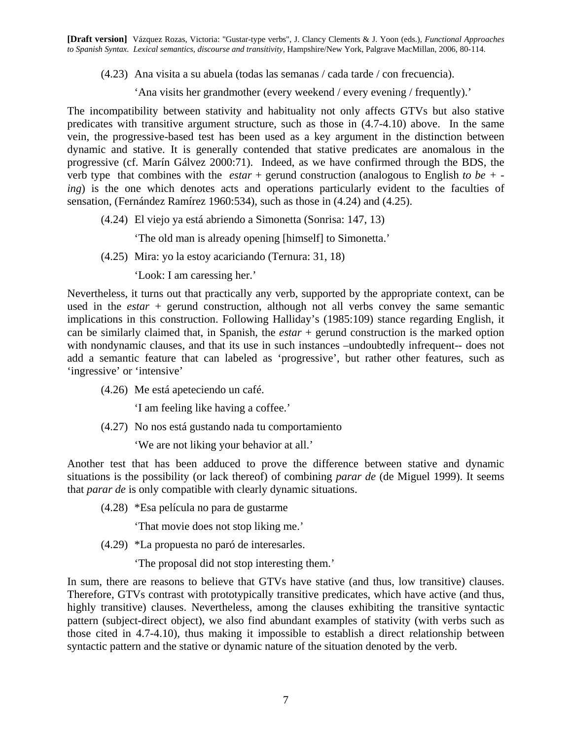(4.23) Ana visita a su abuela (todas las semanas / cada tarde / con frecuencia).

'Ana visits her grandmother (every weekend / every evening / frequently).'

The incompatibility between stativity and habituality not only affects GTVs but also stative predicates with transitive argument structure, such as those in (4.7-4.10) above. In the same vein, the progressive-based test has been used as a key argument in the distinction between dynamic and stative. It is generally contended that stative predicates are anomalous in the progressive (cf. Marín Gálvez 2000:71). Indeed, as we have confirmed through the BDS, the verb type that combines with the *estar* + gerund construction (analogous to English *to be* + *-ing*) is the one which denotes acts and operations particularly evident to the faculties of sensation, (Fernández Ramírez 1960:534), such as those in (4.24) and (4.25).

(4.24) El viejo ya está abriendo a Simonetta (Sonrisa: 147, 13)

'The old man is already opening [himself] to Simonetta.'

(4.25) Mira: yo la estoy acariciando (Ternura: 31, 18)

'Look: I am caressing her.'

Nevertheless, it turns out that practically any verb, supported by the appropriate context, can be used in the *estar* + gerund construction, although not all verbs convey the same semantic implications in this construction. Following Halliday's (1985:109) stance regarding English, it can be similarly claimed that, in Spanish, the *estar* + gerund construction is the marked option with nondynamic clauses, and that its use in such instances –undoubtedly infrequent-- does not add a semantic feature that can labeled as 'progressive', but rather other features, such as 'ingressive' or 'intensive'

(4.26) Me está apeteciendo un café.

'I am feeling like having a coffee.'

(4.27) No nos está gustando nada tu comportamiento

'We are not liking your behavior at all.'

Another test that has been adduced to prove the difference between stative and dynamic situations is the possibility (or lack thereof) of combining *parar de* (de Miguel 1999). It seems that *parar de* is only compatible with clearly dynamic situations.

(4.28) *Esa película no para de gustarme

'That movie does not stop liking me.'

(4.29) *La propuesta no paró de interesarles.

'The proposal did not stop interesting them.'

In sum, there are reasons to believe that GTVs have stative (and thus, low transitive) clauses. Therefore, GTVs contrast with prototypically transitive predicates, which have active (and thus, highly transitive) clauses. Nevertheless, among the clauses exhibiting the transitive syntactic pattern (subject-direct object), we also find abundant examples of stativity (with verbs such as those cited in 4.7-4.10), thus making it impossible to establish a direct relationship between syntactic pattern and the stative or dynamic nature of the situation denoted by the verb.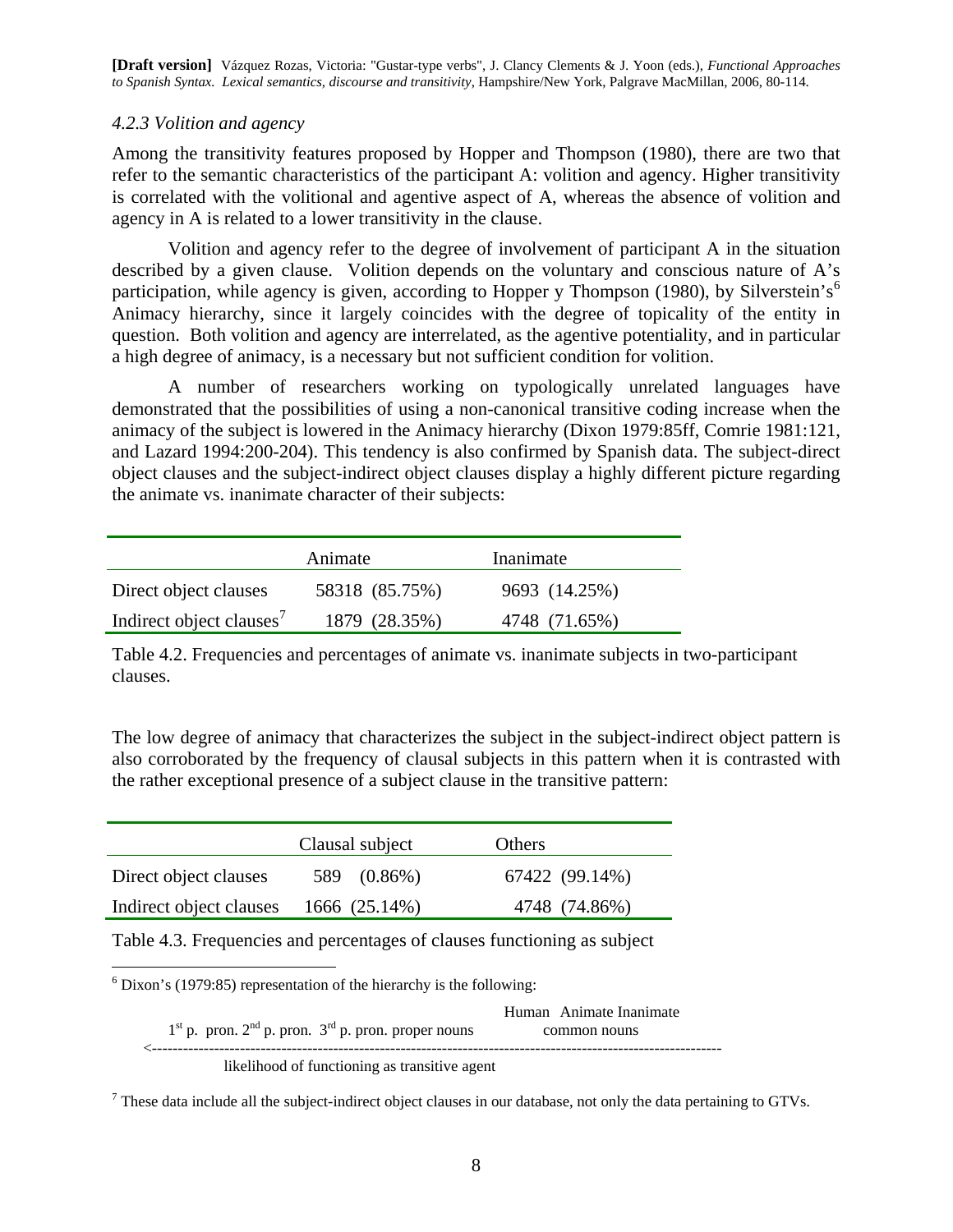### *4.2.3 Volition and agency*

Among the transitivity features proposed by Hopper and Thompson (1980), there are two that refer to the semantic characteristics of the participant A: volition and agency. Higher transitivity is correlated with the volitional and agentive aspect of A, whereas the absence of volition and agency in A is related to a lower transitivity in the clause.

Volition and agency refer to the degree of involvement of participant A in the situation described by a given clause. Volition depends on the voluntary and conscious nature of A's participation, while agency is given, according to Hopper y Thompson (1980), by Silverstein's[6] Animacy hierarchy, since it largely coincides with the degree of topicality of the entity in question. Both volition and agency are interrelated, as the agentive potentiality, and in particular a high degree of animacy, is a necessary but not sufficient condition for volition.

A number of researchers working on typologically unrelated languages have demonstrated that the possibilities of using a non-canonical transitive coding increase when the animacy of the subject is lowered in the Animacy hierarchy (Dixon 1979:85ff, Comrie 1981:121, and Lazard 1994:200-204). This tendency is also confirmed by Spanish data. The subject-direct object clauses and the subject-indirect object clauses display a highly different picture regarding the animate vs. inanimate character of their subjects:

| | Animate | Inanimate |
|---|---|---|
| Direct object clauses | 58318 (85.75%) | 9693 (14.25%) |
| Indirect object clauses[7] | 1879 (28.35%) | 4748 (71.65%) |

Table 4.2. Frequencies and percentages of animate vs. inanimate subjects in two-participant clauses.

The low degree of animacy that characterizes the subject in the subject-indirect object pattern is also corroborated by the frequency of clausal subjects in this pattern when it is contrasted with the rather exceptional presence of a subject clause in the transitive pattern:

| | Clausal subject | Others |
|---|---|---|
| Direct object clauses | 589 (0.86%) | 67422 (99.14%) |
| Indirect object clauses | 1666 (25.14%) | 4748 (74.86%) |

Table 4.3. Frequencies and percentages of clauses functioning as subject

---

[6] Dixon's (1979:85) representation of the hierarchy is the following:

| 1st p. pron. | 2nd p. pron. | 3rd p. pron. | proper nouns | Human | Animate | Inanimate |
|---|---|---|---|---|---|---|
| | | | | common nouns | | |

<------------------------------------------------------------------------------------------------------------
likelihood of functioning as transitive agent

[7] These data include all the subject-indirect object clauses in our database, not only the data pertaining to GTVs.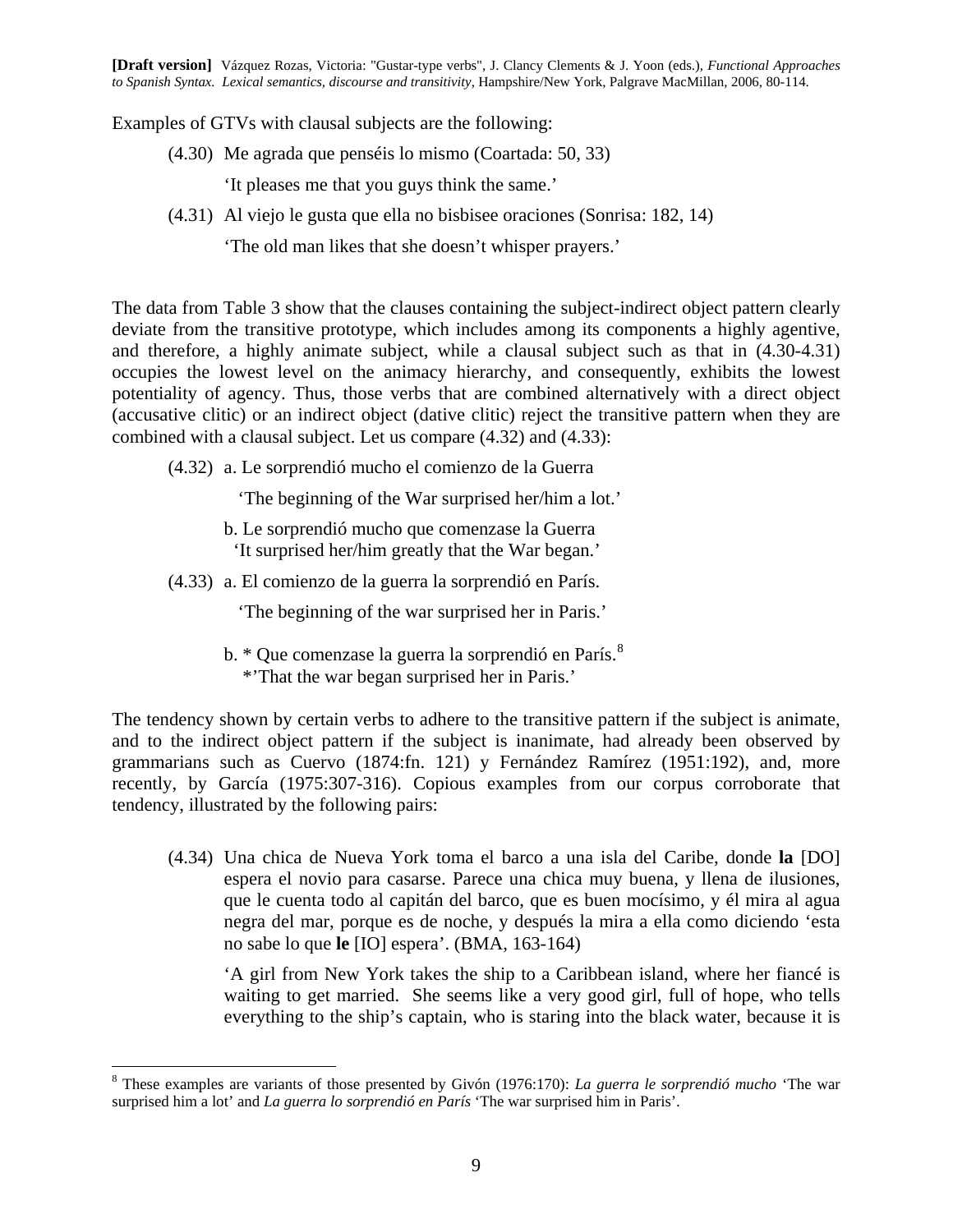Examples of GTVs with clausal subjects are the following:

(4.30) Me agrada que penséis lo mismo (Coartada: 50, 33)

'It pleases me that you guys think the same.'

(4.31) Al viejo le gusta que ella no bisbisee oraciones (Sonrisa: 182, 14)

'The old man likes that she doesn't whisper prayers.'

The data from Table 3 show that the clauses containing the subject-indirect object pattern clearly deviate from the transitive prototype, which includes among its components a highly agentive, and therefore, a highly animate subject, while a clausal subject such as that in (4.30-4.31) occupies the lowest level on the animacy hierarchy, and consequently, exhibits the lowest potentiality of agency. Thus, those verbs that are combined alternatively with a direct object (accusative clitic) or an indirect object (dative clitic) reject the transitive pattern when they are combined with a clausal subject. Let us compare (4.32) and (4.33):

(4.32) a. Le sorprendió mucho el comienzo de la Guerra

'The beginning of the War surprised her/him a lot.'

b. Le sorprendió mucho que comenzase la Guerra
'It surprised her/him greatly that the War began.'

(4.33) a. El comienzo de la guerra la sorprendió en París.

'The beginning of the war surprised her in Paris.'

b. * Que comenzase la guerra la sorprendió en París.[8]
*'That the war began surprised her in Paris.'

The tendency shown by certain verbs to adhere to the transitive pattern if the subject is animate, and to the indirect object pattern if the subject is inanimate, had already been observed by grammarians such as Cuervo (1874:fn. 121) y Fernández Ramírez (1951:192), and, more recently, by García (1975:307-316). Copious examples from our corpus corroborate that tendency, illustrated by the following pairs:

(4.34) Una chica de Nueva York toma el barco a una isla del Caribe, donde **la** [DO] espera el novio para casarse. Parece una chica muy buena, y llena de ilusiones, que le cuenta todo al capitán del barco, que es buen mocísimo, y él mira al agua negra del mar, porque es de noche, y después la mira a ella como diciendo 'esta no sabe lo que **le** [IO] espera'. (BMA, 163-164)

'A girl from New York takes the ship to a Caribbean island, where her fiancé is waiting to get married. She seems like a very good girl, full of hope, who tells everything to the ship's captain, who is staring into the black water, because it is

---

[8] These examples are variants of those presented by Givón (1976:170): *La guerra le sorprendió mucho* 'The war surprised him a lot' and *La guerra lo sorprendió en París* 'The war surprised him in Paris'.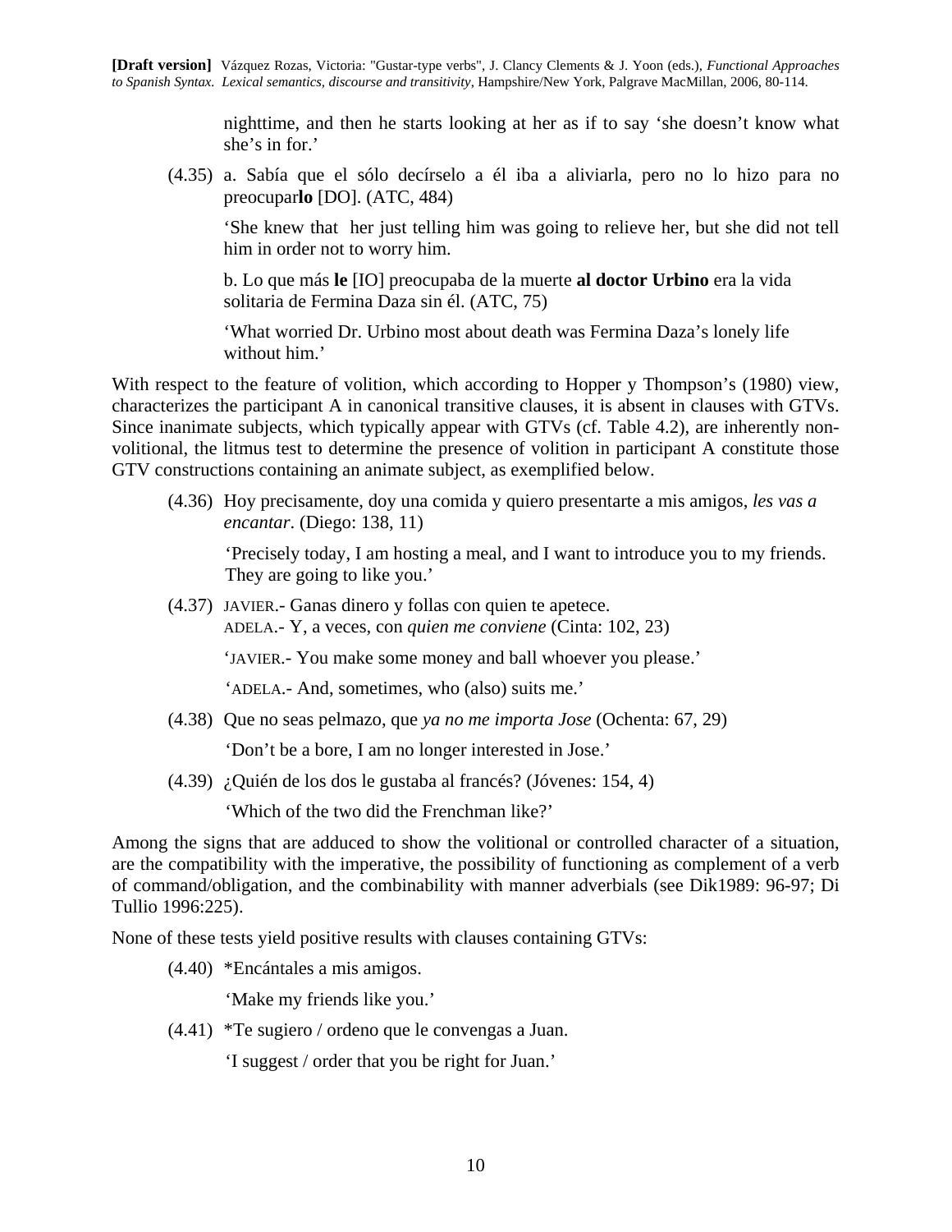nighttime, and then he starts looking at her as if to say 'she doesn't know what she's in for.'

(4.35) a. Sabía que el sólo decírselo a él iba a aliviarla, pero no lo hizo para no preocupar**lo** [DO]. (ATC, 484)

'She knew that her just telling him was going to relieve her, but she did not tell him in order not to worry him.

b. Lo que más **le** [IO] preocupaba de la muerte **al doctor Urbino** era la vida solitaria de Fermina Daza sin él. (ATC, 75)

'What worried Dr. Urbino most about death was Fermina Daza's lonely life without him.'

With respect to the feature of volition, which according to Hopper y Thompson's (1980) view, characterizes the participant A in canonical transitive clauses, it is absent in clauses with GTVs. Since inanimate subjects, which typically appear with GTVs (cf. Table 4.2), are inherently non-volitional, the litmus test to determine the presence of volition in participant A constitute those GTV constructions containing an animate subject, as exemplified below.

(4.36) Hoy precisamente, doy una comida y quiero presentarte a mis amigos, *les vas a encantar*. (Diego: 138, 11)

'Precisely today, I am hosting a meal, and I want to introduce you to my friends. They are going to like you.'

(4.37) JAVIER.- Ganas dinero y follas con quien te apetece.
ADELA.- Y, a veces, con *quien me conviene* (Cinta: 102, 23)

'JAVIER.- You make some money and ball whoever you please.'

'ADELA.- And, sometimes, who (also) suits me.'

(4.38) Que no seas pelmazo, que *ya no me importa Jose* (Ochenta: 67, 29)

'Don't be a bore, I am no longer interested in Jose.'

(4.39) ¿Quién de los dos le gustaba al francés? (Jóvenes: 154, 4)

'Which of the two did the Frenchman like?'

Among the signs that are adduced to show the volitional or controlled character of a situation, are the compatibility with the imperative, the possibility of functioning as complement of a verb of command/obligation, and the combinability with manner adverbials (see Dik1989: 96-97; Di Tullio 1996:225).

None of these tests yield positive results with clauses containing GTVs:

(4.40) *Encántales a mis amigos.

'Make my friends like you.'

(4.41) *Te sugiero / ordeno que le convengas a Juan.

'I suggest / order that you be right for Juan.'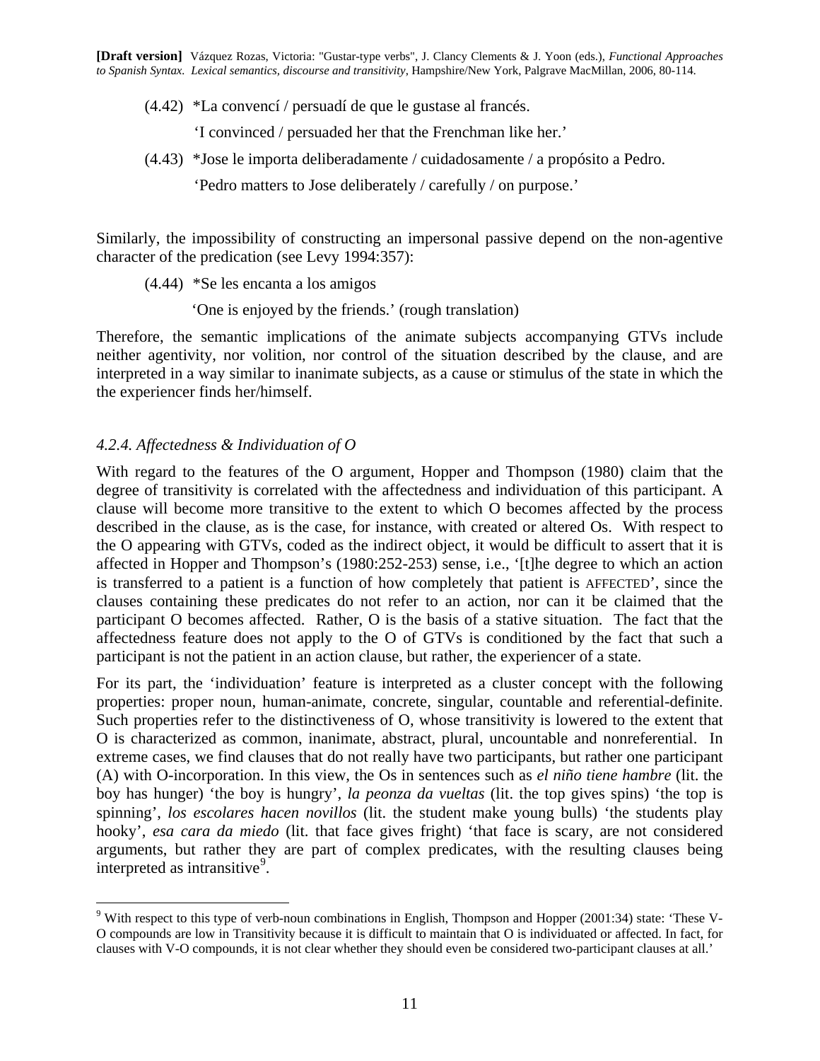(4.42) *La convencí / persuadí de que le gustase al francés.

'I convinced / persuaded her that the Frenchman like her.'

(4.43) *Jose le importa deliberadamente / cuidadosamente / a propósito a Pedro.

'Pedro matters to Jose deliberately / carefully / on purpose.'

Similarly, the impossibility of constructing an impersonal passive depend on the non-agentive character of the predication (see Levy 1994:357):

(4.44) *Se les encanta a los amigos

'One is enjoyed by the friends.' (rough translation)

Therefore, the semantic implications of the animate subjects accompanying GTVs include neither agentivity, nor volition, nor control of the situation described by the clause, and are interpreted in a way similar to inanimate subjects, as a cause or stimulus of the state in which the the experiencer finds her/himself.

### *4.2.4. Affectedness & Individuation of O*

With regard to the features of the O argument, Hopper and Thompson (1980) claim that the degree of transitivity is correlated with the affectedness and individuation of this participant. A clause will become more transitive to the extent to which O becomes affected by the process described in the clause, as is the case, for instance, with created or altered Os. With respect to the O appearing with GTVs, coded as the indirect object, it would be difficult to assert that it is affected in Hopper and Thompson's (1980:252-253) sense, i.e., '[t]he degree to which an action is transferred to a patient is a function of how completely that patient is AFFECTED', since the clauses containing these predicates do not refer to an action, nor can it be claimed that the participant O becomes affected. Rather, O is the basis of a stative situation. The fact that the affectedness feature does not apply to the O of GTVs is conditioned by the fact that such a participant is not the patient in an action clause, but rather, the experiencer of a state.

For its part, the 'individuation' feature is interpreted as a cluster concept with the following properties: proper noun, human-animate, concrete, singular, countable and referential-definite. Such properties refer to the distinctiveness of O, whose transitivity is lowered to the extent that O is characterized as common, inanimate, abstract, plural, uncountable and nonreferential. In extreme cases, we find clauses that do not really have two participants, but rather one participant (A) with O-incorporation. In this view, the Os in sentences such as *el niño tiene hambre* (lit. the boy has hunger) 'the boy is hungry', *la peonza da vueltas* (lit. the top gives spins) 'the top is spinning', *los escolares hacen novillos* (lit. the student make young bulls) 'the students play hooky', *esa cara da miedo* (lit. that face gives fright) 'that face is scary, are not considered arguments, but rather they are part of complex predicates, with the resulting clauses being interpreted as intransitive[9].

[9] With respect to this type of verb-noun combinations in English, Thompson and Hopper (2001:34) state: 'These V-O compounds are low in Transitivity because it is difficult to maintain that O is individuated or affected. In fact, for clauses with V-O compounds, it is not clear whether they should even be considered two-participant clauses at all.'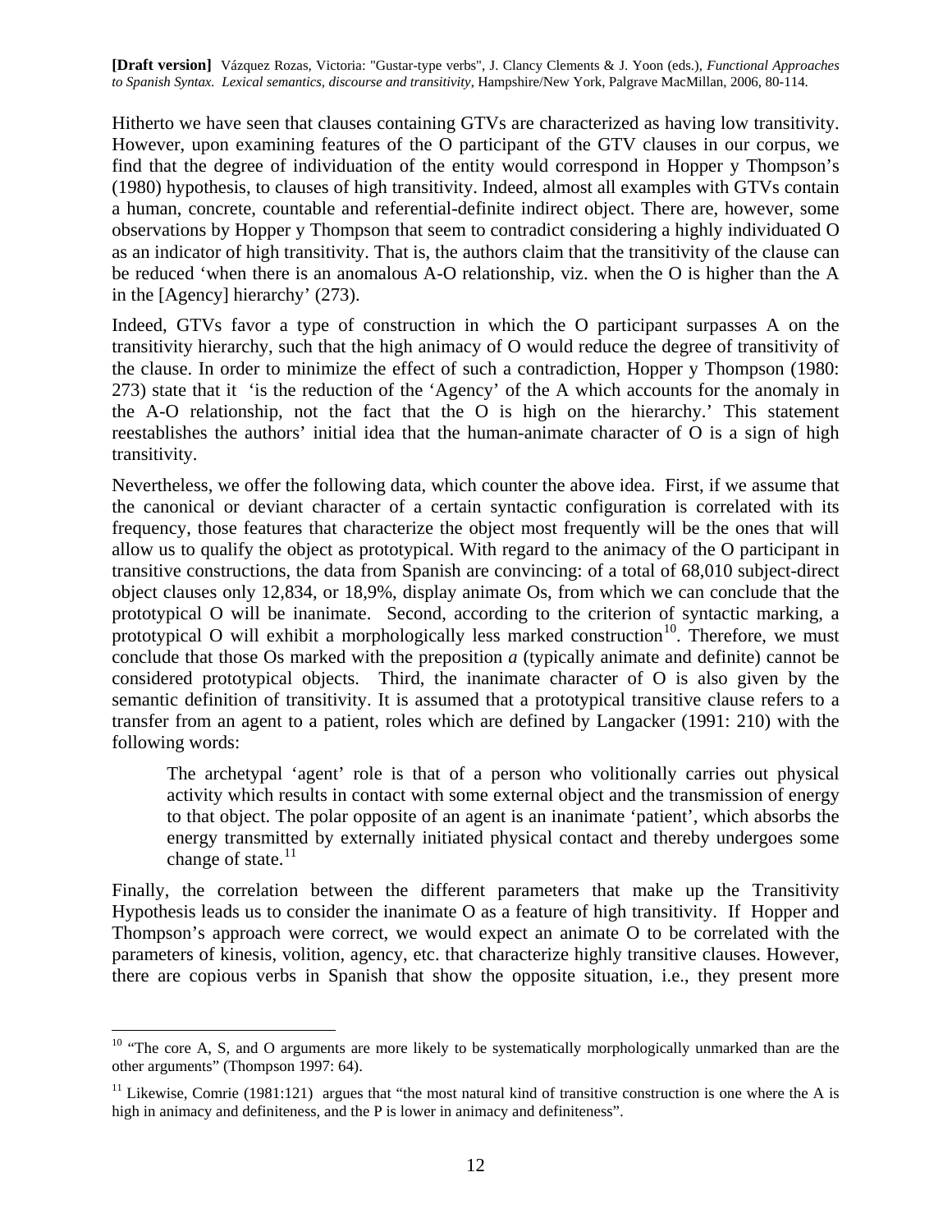Hitherto we have seen that clauses containing GTVs are characterized as having low transitivity. However, upon examining features of the O participant of the GTV clauses in our corpus, we find that the degree of individuation of the entity would correspond in Hopper y Thompson's (1980) hypothesis, to clauses of high transitivity. Indeed, almost all examples with GTVs contain a human, concrete, countable and referential-definite indirect object. There are, however, some observations by Hopper y Thompson that seem to contradict considering a highly individuated O as an indicator of high transitivity. That is, the authors claim that the transitivity of the clause can be reduced 'when there is an anomalous A-O relationship, viz. when the O is higher than the A in the [Agency] hierarchy' (273).

Indeed, GTVs favor a type of construction in which the O participant surpasses A on the transitivity hierarchy, such that the high animacy of O would reduce the degree of transitivity of the clause. In order to minimize the effect of such a contradiction, Hopper y Thompson (1980: 273) state that it 'is the reduction of the 'Agency' of the A which accounts for the anomaly in the A-O relationship, not the fact that the O is high on the hierarchy.' This statement reestablishes the authors' initial idea that the human-animate character of O is a sign of high transitivity.

Nevertheless, we offer the following data, which counter the above idea. First, if we assume that the canonical or deviant character of a certain syntactic configuration is correlated with its frequency, those features that characterize the object most frequently will be the ones that will allow us to qualify the object as prototypical. With regard to the animacy of the O participant in transitive constructions, the data from Spanish are convincing: of a total of 68,010 subject-direct object clauses only 12,834, or 18,9%, display animate Os, from which we can conclude that the prototypical O will be inanimate. Second, according to the criterion of syntactic marking, a prototypical O will exhibit a morphologically less marked construction[10]. Therefore, we must conclude that those Os marked with the preposition *a* (typically animate and definite) cannot be considered prototypical objects. Third, the inanimate character of O is also given by the semantic definition of transitivity. It is assumed that a prototypical transitive clause refers to a transfer from an agent to a patient, roles which are defined by Langacker (1991: 210) with the following words:

> The archetypal 'agent' role is that of a person who volitionally carries out physical activity which results in contact with some external object and the transmission of energy to that object. The polar opposite of an agent is an inanimate 'patient', which absorbs the energy transmitted by externally initiated physical contact and thereby undergoes some change of state.[11]

Finally, the correlation between the different parameters that make up the Transitivity Hypothesis leads us to consider the inanimate O as a feature of high transitivity. If Hopper and Thompson's approach were correct, we would expect an animate O to be correlated with the parameters of kinesis, volition, agency, etc. that characterize highly transitive clauses. However, there are copious verbs in Spanish that show the opposite situation, i.e., they present more

---

[10] "The core A, S, and O arguments are more likely to be systematically morphologically unmarked than are the other arguments" (Thompson 1997: 64).

[11] Likewise, Comrie (1981:121) argues that "the most natural kind of transitive construction is one where the A is high in animacy and definiteness, and the P is lower in animacy and definiteness".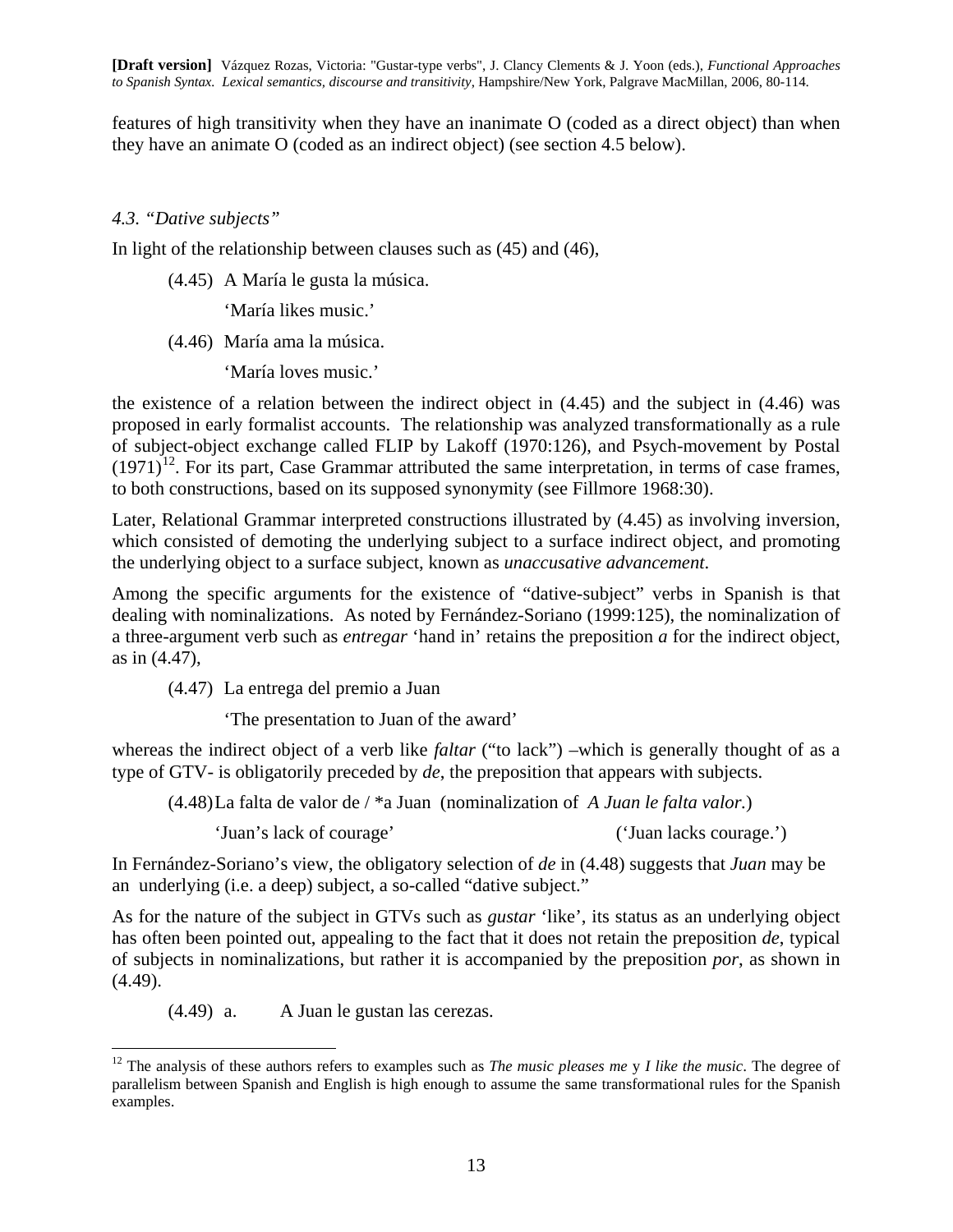features of high transitivity when they have an inanimate O (coded as a direct object) than when they have an animate O (coded as an indirect object) (see section 4.5 below).

### *4.3. "Dative subjects"*

In light of the relationship between clauses such as (45) and (46),

(4.45) A María le gusta la música.

'María likes music.'

(4.46) María ama la música.

'María loves music.'

the existence of a relation between the indirect object in (4.45) and the subject in (4.46) was proposed in early formalist accounts. The relationship was analyzed transformationally as a rule of subject-object exchange called FLIP by Lakoff (1970:126), and Psych-movement by Postal (1971)[12]. For its part, Case Grammar attributed the same interpretation, in terms of case frames, to both constructions, based on its supposed synonymity (see Fillmore 1968:30).

Later, Relational Grammar interpreted constructions illustrated by (4.45) as involving inversion, which consisted of demoting the underlying subject to a surface indirect object, and promoting the underlying object to a surface subject, known as *unaccusative advancement.*

Among the specific arguments for the existence of "dative-subject" verbs in Spanish is that dealing with nominalizations. As noted by Fernández-Soriano (1999:125), the nominalization of a three-argument verb such as *entregar* 'hand in' retains the preposition *a* for the indirect object, as in (4.47),

(4.47) La entrega del premio a Juan

'The presentation to Juan of the award'

whereas the indirect object of a verb like *faltar* ("to lack") –which is generally thought of as a type of GTV- is obligatorily preceded by *de*, the preposition that appears with subjects.

(4.48) La falta de valor de / *a Juan (nominalization of *A Juan le falta valor.*)

'Juan's lack of courage' ('Juan lacks courage.')

In Fernández-Soriano's view, the obligatory selection of *de* in (4.48) suggests that *Juan* may be an underlying (i.e. a deep) subject, a so-called "dative subject."

As for the nature of the subject in GTVs such as *gustar* 'like', its status as an underlying object has often been pointed out, appealing to the fact that it does not retain the preposition *de*, typical of subjects in nominalizations, but rather it is accompanied by the preposition *por*, as shown in (4.49).

(4.49) a. A Juan le gustan las cerezas.

---

[12] The analysis of these authors refers to examples such as *The music pleases me* y *I like the music*. The degree of parallelism between Spanish and English is high enough to assume the same transformational rules for the Spanish examples.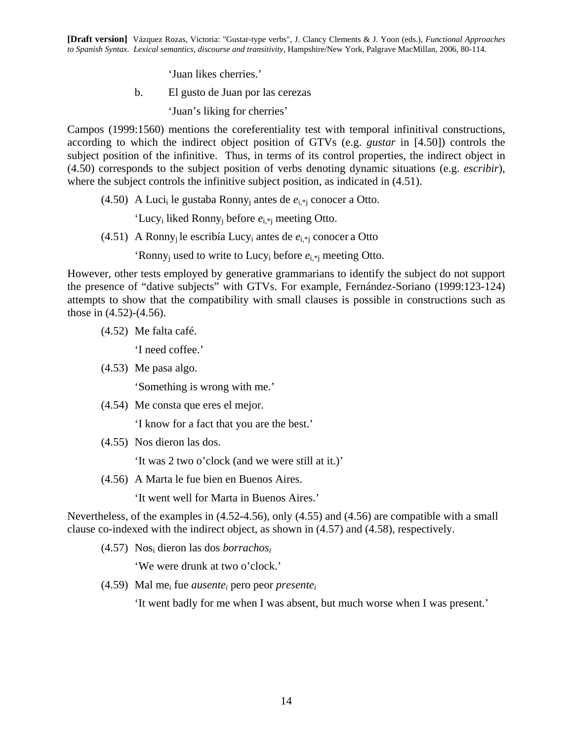'Juan likes cherries.'

b. El gusto de Juan por las cerezas

'Juan's liking for cherries'

Campos (1999:1560) mentions the coreferentiality test with temporal infinitival constructions, according to which the indirect object position of GTVs (e.g. *gustar* in [4.50]) controls the subject position of the infinitive. Thus, in terms of its control properties, the indirect object in (4.50) corresponds to the subject position of verbs denoting dynamic situations (e.g. *escribir*), where the subject controls the infinitive subject position, as indicated in (4.51).

(4.50) A Luci$_i$ le gustaba Ronny$_j$ antes de $e_{i,*j}$ conocer a Otto.

'Lucy$_i$ liked Ronny$_j$ before $e_{i,*j}$ meeting Otto.

(4.51) A Ronny$_j$ le escribía Lucy$_i$ antes de $e_{i,*j}$ conocer a Otto

'Ronny$_j$ used to write to Lucy$_i$ before $e_{i,*j}$ meeting Otto.

However, other tests employed by generative grammarians to identify the subject do not support the presence of "dative subjects" with GTVs. For example, Fernández-Soriano (1999:123-124) attempts to show that the compatibility with small clauses is possible in constructions such as those in (4.52)-(4.56).

(4.52) Me falta café.

'I need coffee.'

(4.53) Me pasa algo.

'Something is wrong with me.'

(4.54) Me consta que eres el mejor.

'I know for a fact that you are the best.'

(4.55) Nos dieron las dos.

'It was 2 two o'clock (and we were still at it.)'

(4.56) A Marta le fue bien en Buenos Aires.

'It went well for Marta in Buenos Aires.'

Nevertheless, of the examples in (4.52-4.56), only (4.55) and (4.56) are compatible with a small clause co-indexed with the indirect object, as shown in (4.57) and (4.58), respectively.

(4.57) Nos$_i$ dieron las dos *borrachos$_i$*

'We were drunk at two o'clock.'

(4.59) Mal me$_i$ fue *ausente$_i$* pero peor *presente$_i$*

'It went badly for me when I was absent, but much worse when I was present.'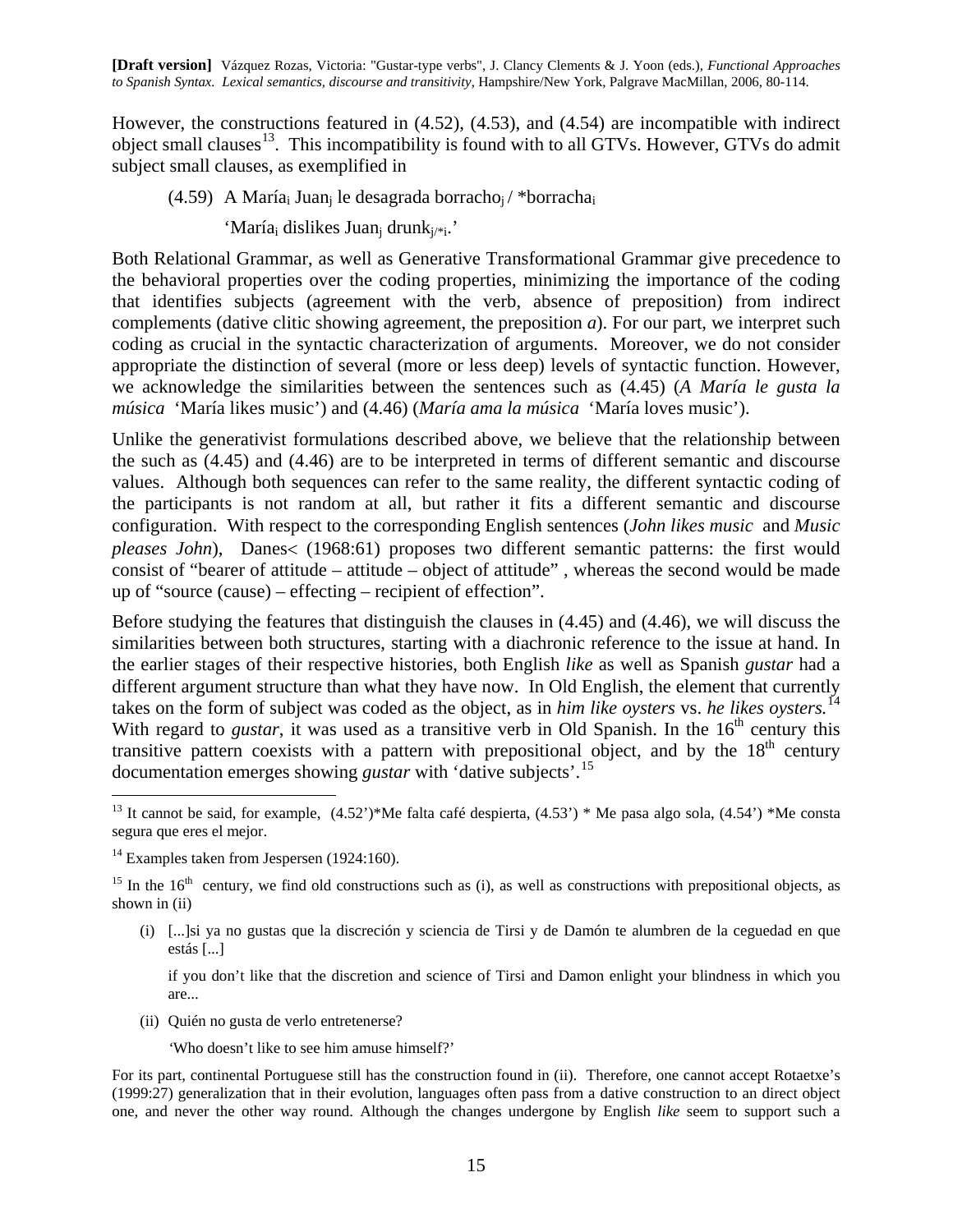However, the constructions featured in (4.52), (4.53), and (4.54) are incompatible with indirect object small clauses[13]. This incompatibility is found with to all GTVs. However, GTVs do admit subject small clauses, as exemplified in

(4.59) A María$_i$ Juan$_j$ le desagrada borracho$_j$ / *borracha$_i$

'María$_i$ dislikes Juan$_j$ drunk$_{j/*i}$.'

Both Relational Grammar, as well as Generative Transformational Grammar give precedence to the behavioral properties over the coding properties, minimizing the importance of the coding that identifies subjects (agreement with the verb, absence of preposition) from indirect complements (dative clitic showing agreement, the preposition *a*). For our part, we interpret such coding as crucial in the syntactic characterization of arguments. Moreover, we do not consider appropriate the distinction of several (more or less deep) levels of syntactic function. However, we acknowledge the similarities between the sentences such as (4.45) (*A María le gusta la música* 'María likes music') and (4.46) (*María ama la música* 'María loves music').

Unlike the generativist formulations described above, we believe that the relationship between the such as (4.45) and (4.46) are to be interpreted in terms of different semantic and discourse values. Although both sequences can refer to the same reality, the different syntactic coding of the participants is not random at all, but rather it fits a different semantic and discourse configuration. With respect to the corresponding English sentences (*John likes music* and *Music pleases John*), Danes< (1968:61) proposes two different semantic patterns: the first would consist of "bearer of attitude – attitude – object of attitude" , whereas the second would be made up of "source (cause) – effecting – recipient of effection".

Before studying the features that distinguish the clauses in (4.45) and (4.46), we will discuss the similarities between both structures, starting with a diachronic reference to the issue at hand. In the earlier stages of their respective histories, both English *like* as well as Spanish *gustar* had a different argument structure than what they have now. In Old English, the element that currently takes on the form of subject was coded as the object, as in *him like oysters* vs. *he likes oysters.*[14] With regard to *gustar*, it was used as a transitive verb in Old Spanish. In the 16th century this transitive pattern coexists with a pattern with prepositional object, and by the 18th century documentation emerges showing *gustar* with 'dative subjects'.[15]

---

[13] It cannot be said, for example, (4.52')*Me falta café despierta, (4.53') * Me pasa algo sola, (4.54') *Me consta segura que eres el mejor.

[14] Examples taken from Jespersen (1924:160).

[15] In the 16th century, we find old constructions such as (i), as well as constructions with prepositional objects, as shown in (ii)

(i) [...]si ya no gustas que la discreción y sciencia de Tirsi y de Damón te alumbren de la ceguedad en que estás [...]

if you don't like that the discretion and science of Tirsi and Damon enlight your blindness in which you are...

(ii) Quién no gusta de verlo entretenerse?

'Who doesn't like to see him amuse himself?'

For its part, continental Portuguese still has the construction found in (ii). Therefore, one cannot accept Rotaetxe's (1999:27) generalization that in their evolution, languages often pass from a dative construction to an direct object one, and never the other way round. Although the changes undergone by English *like* seem to support such a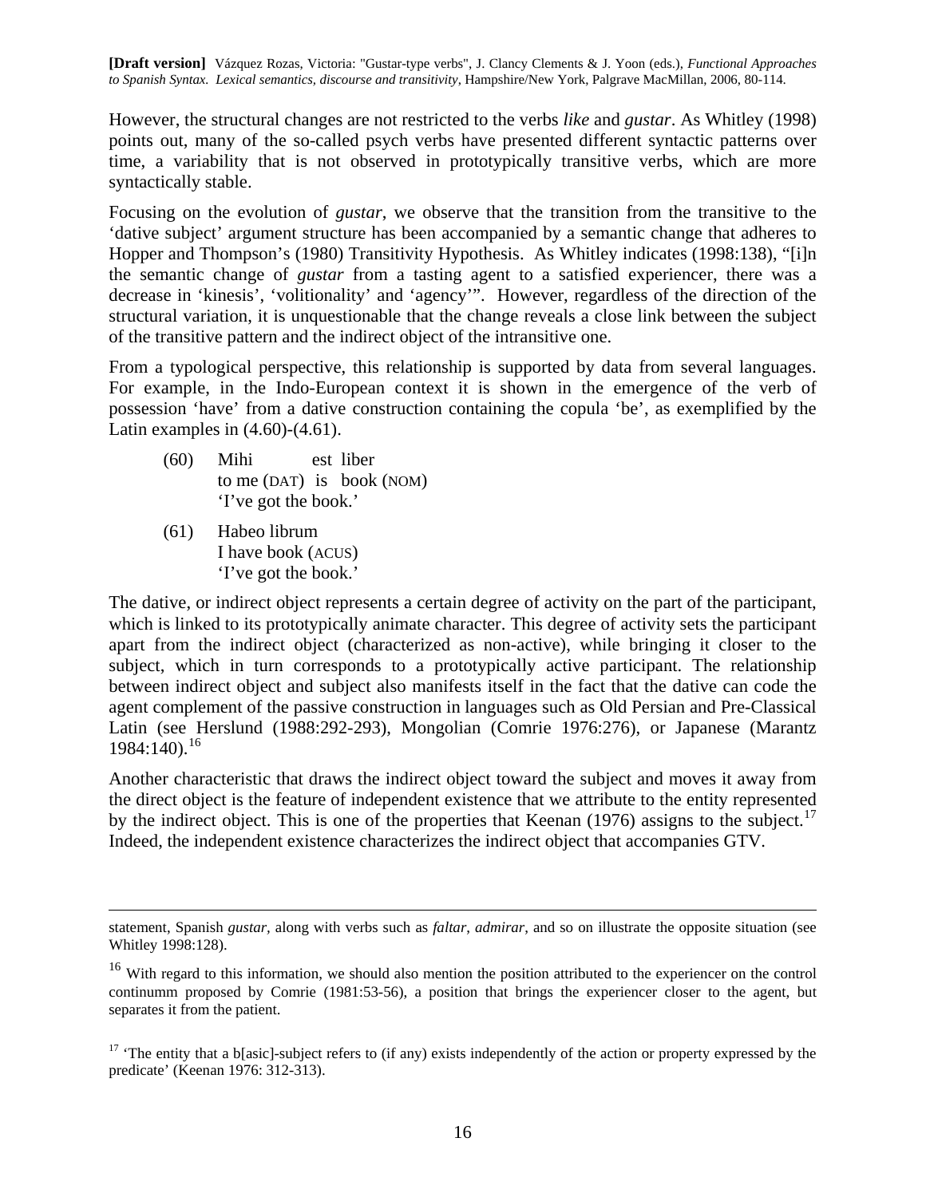However, the structural changes are not restricted to the verbs *like* and *gustar*. As Whitley (1998) points out, many of the so-called psych verbs have presented different syntactic patterns over time, a variability that is not observed in prototypically transitive verbs, which are more syntactically stable.

Focusing on the evolution of *gustar*, we observe that the transition from the transitive to the 'dative subject' argument structure has been accompanied by a semantic change that adheres to Hopper and Thompson's (1980) Transitivity Hypothesis. As Whitley indicates (1998:138), "[i]n the semantic change of *gustar* from a tasting agent to a satisfied experiencer, there was a decrease in 'kinesis', 'volitionality' and 'agency'". However, regardless of the direction of the structural variation, it is unquestionable that the change reveals a close link between the subject of the transitive pattern and the indirect object of the intransitive one.

From a typological perspective, this relationship is supported by data from several languages. For example, in the Indo-European context it is shown in the emergence of the verb of possession 'have' from a dative construction containing the copula 'be', as exemplified by the Latin examples in (4.60)-(4.61).

(60) Mihi est liber
to me (DAT) is book (NOM)
'I've got the book.'

(61) Habeo librum
I have book (ACUS)
'I've got the book.'

The dative, or indirect object represents a certain degree of activity on the part of the participant, which is linked to its prototypically animate character. This degree of activity sets the participant apart from the indirect object (characterized as non-active), while bringing it closer to the subject, which in turn corresponds to a prototypically active participant. The relationship between indirect object and subject also manifests itself in the fact that the dative can code the agent complement of the passive construction in languages such as Old Persian and Pre-Classical Latin (see Herslund (1988:292-293), Mongolian (Comrie 1976:276), or Japanese (Marantz 1984:140).[16]

Another characteristic that draws the indirect object toward the subject and moves it away from the direct object is the feature of independent existence that we attribute to the entity represented by the indirect object. This is one of the properties that Keenan (1976) assigns to the subject.[17] Indeed, the independent existence characterizes the indirect object that accompanies GTV.

---

statement, Spanish *gustar*, along with verbs such as *faltar*, *admirar*, and so on illustrate the opposite situation (see Whitley 1998:128).

[16] With regard to this information, we should also mention the position attributed to the experiencer on the control continumm proposed by Comrie (1981:53-56), a position that brings the experiencer closer to the agent, but separates it from the patient.

[17] 'The entity that a b[asic]-subject refers to (if any) exists independently of the action or property expressed by the predicate' (Keenan 1976: 312-313).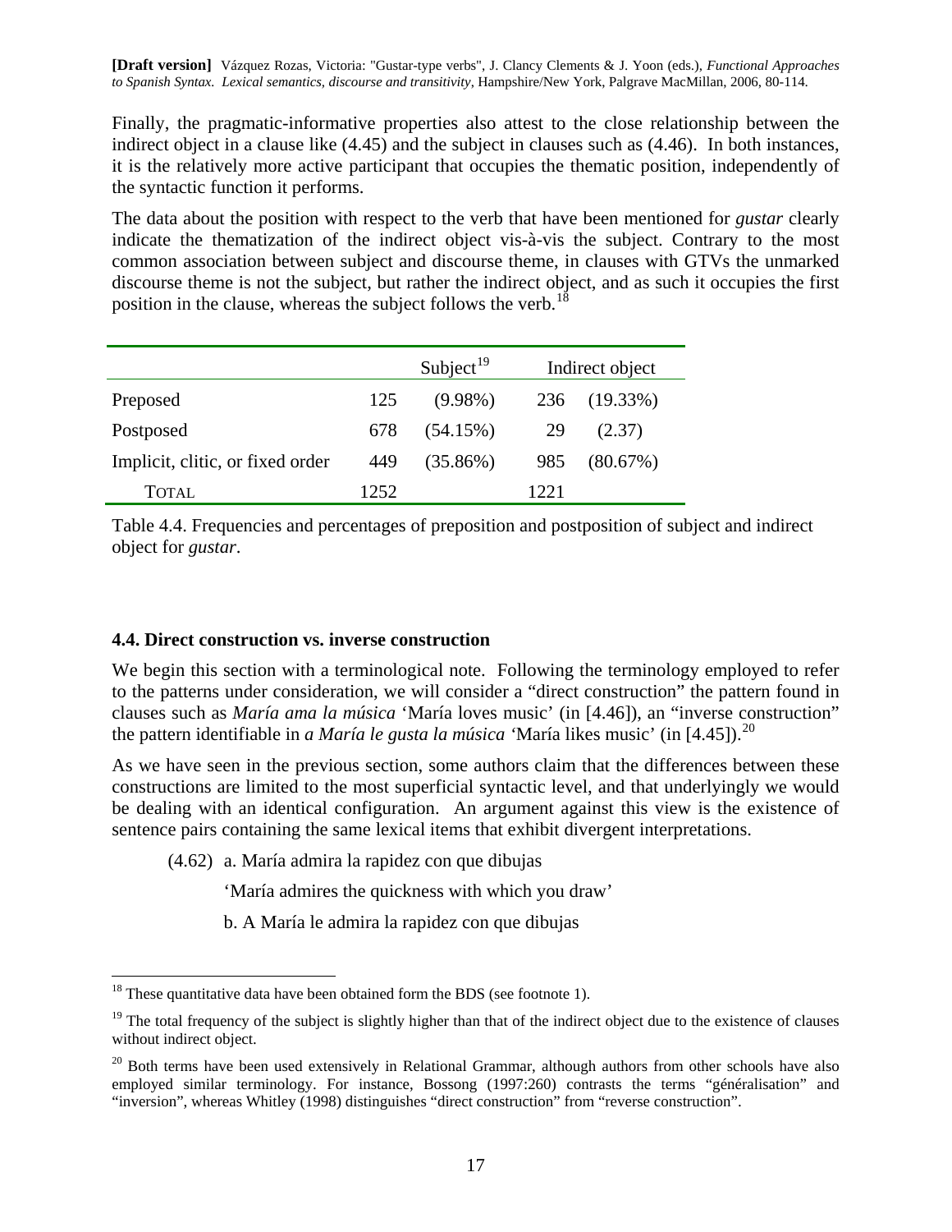Finally, the pragmatic-informative properties also attest to the close relationship between the indirect object in a clause like (4.45) and the subject in clauses such as (4.46). In both instances, it is the relatively more active participant that occupies the thematic position, independently of the syntactic function it performs.

The data about the position with respect to the verb that have been mentioned for *gustar* clearly indicate the thematization of the indirect object vis-à-vis the subject. Contrary to the most common association between subject and discourse theme, in clauses with GTVs the unmarked discourse theme is not the subject, but rather the indirect object, and as such it occupies the first position in the clause, whereas the subject follows the verb.[18]

| | Subject[19] | | Indirect object | |
|---|---|---|---|---|
| Preposed | 125 | (9.98%) | 236 | (19.33%) |
| Postposed | 678 | (54.15%) | 29 | (2.37) |
| Implicit, clitic, or fixed order | 449 | (35.86%) | 985 | (80.67%) |
| TOTAL | 1252 | | 1221 | |

Table 4.4. Frequencies and percentages of preposition and postposition of subject and indirect object for *gustar*.

### 4.4. Direct construction vs. inverse construction

We begin this section with a terminological note. Following the terminology employed to refer to the patterns under consideration, we will consider a "direct construction" the pattern found in clauses such as *María ama la música* 'María loves music' (in [4.46]), an "inverse construction" the pattern identifiable in *a María le gusta la música* 'María likes music' (in [4.45]).[20]

As we have seen in the previous section, some authors claim that the differences between these constructions are limited to the most superficial syntactic level, and that underlyingly we would be dealing with an identical configuration. An argument against this view is the existence of sentence pairs containing the same lexical items that exhibit divergent interpretations.

(4.62) a. María admira la rapidez con que dibujas

'María admires the quickness with which you draw'

b. A María le admira la rapidez con que dibujas

[18] These quantitative data have been obtained form the BDS (see footnote 1).

[19] The total frequency of the subject is slightly higher than that of the indirect object due to the existence of clauses without indirect object.

[20] Both terms have been used extensively in Relational Grammar, although authors from other schools have also employed similar terminology. For instance, Bossong (1997:260) contrasts the terms "généralisation" and "inversion", whereas Whitley (1998) distinguishes "direct construction" from "reverse construction".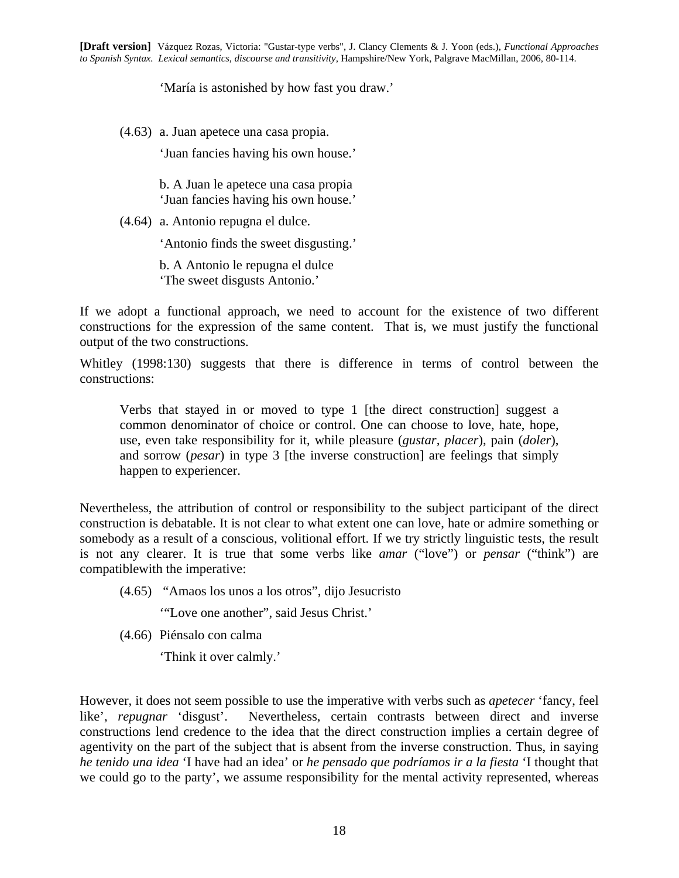'María is astonished by how fast you draw.'

(4.63) a. Juan apetece una casa propia.

'Juan fancies having his own house.'

b. A Juan le apetece una casa propia
'Juan fancies having his own house.'

(4.64) a. Antonio repugna el dulce.

'Antonio finds the sweet disgusting.'

b. A Antonio le repugna el dulce
'The sweet disgusts Antonio.'

If we adopt a functional approach, we need to account for the existence of two different constructions for the expression of the same content. That is, we must justify the functional output of the two constructions.

Whitley (1998:130) suggests that there is difference in terms of control between the constructions:

> Verbs that stayed in or moved to type 1 [the direct construction] suggest a common denominator of choice or control. One can choose to love, hate, hope, use, even take responsibility for it, while pleasure (*gustar, placer*), pain (*doler*), and sorrow (*pesar*) in type 3 [the inverse construction] are feelings that simply happen to experiencer.

Nevertheless, the attribution of control or responsibility to the subject participant of the direct construction is debatable. It is not clear to what extent one can love, hate or admire something or somebody as a result of a conscious, volitional effort. If we try strictly linguistic tests, the result is not any clearer. It is true that some verbs like *amar* ("love") or *pensar* ("think") are compatiblewith the imperative:

(4.65) "Amaos los unos a los otros", dijo Jesucristo

'"Love one another", said Jesus Christ.'

(4.66) Piénsalo con calma

'Think it over calmly.'

However, it does not seem possible to use the imperative with verbs such as *apetecer* 'fancy, feel like', *repugnar* 'disgust'. Nevertheless, certain contrasts between direct and inverse constructions lend credence to the idea that the direct construction implies a certain degree of agentivity on the part of the subject that is absent from the inverse construction. Thus, in saying *he tenido una idea* 'I have had an idea' or *he pensado que podríamos ir a la fiesta* 'I thought that we could go to the party', we assume responsibility for the mental activity represented, whereas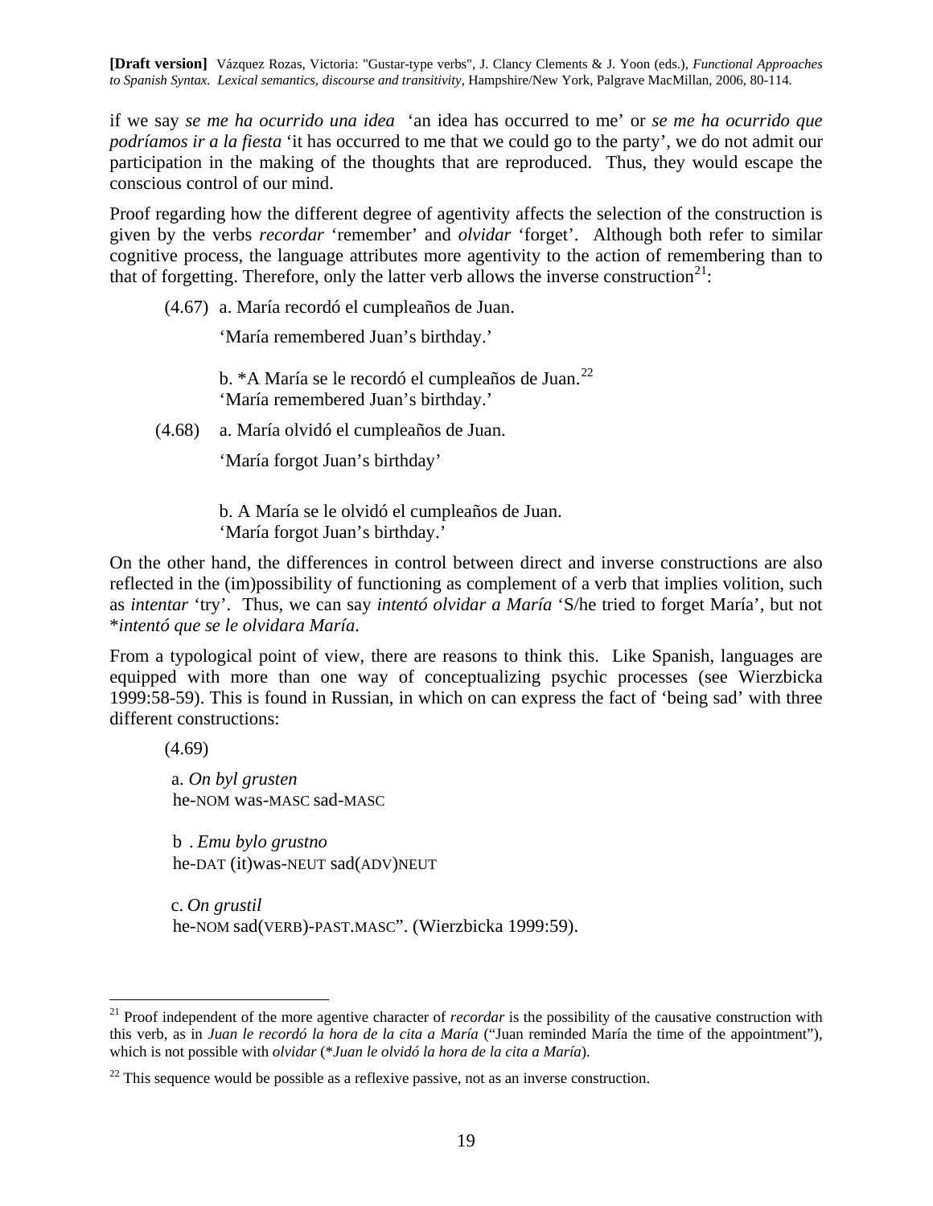if we say *se me ha ocurrido una idea* 'an idea has occurred to me' or *se me ha ocurrido que podríamos ir a la fiesta* 'it has occurred to me that we could go to the party', we do not admit our participation in the making of the thoughts that are reproduced. Thus, they would escape the conscious control of our mind.

Proof regarding how the different degree of agentivity affects the selection of the construction is given by the verbs *recordar* 'remember' and *olvidar* 'forget'. Although both refer to similar cognitive process, the language attributes more agentivity to the action of remembering than to that of forgetting. Therefore, only the latter verb allows the inverse construction[21]:

(4.67) a. María recordó el cumpleaños de Juan.
'María remembered Juan's birthday.'

b. *A María se le recordó el cumpleaños de Juan.[22]
'María remembered Juan's birthday.'

(4.68) a. María olvidó el cumpleaños de Juan.
'María forgot Juan's birthday'

b. A María se le olvidó el cumpleaños de Juan.
'María forgot Juan's birthday.'

On the other hand, the differences in control between direct and inverse constructions are also reflected in the (im)possibility of functioning as complement of a verb that implies volition, such as *intentar* 'try'. Thus, we can say *intentó olvidar a María* 'S/he tried to forget María', but not **intentó que se le olvidara María*.

From a typological point of view, there are reasons to think this. Like Spanish, languages are equipped with more than one way of conceptualizing psychic processes (see Wierzbicka 1999:58-59). This is found in Russian, in which on can express the fact of 'being sad' with three different constructions:

(4.69)

a. *On byl grusten*
he-NOM was-MASC sad-MASC

b . *Emu bylo grustno*
he-DAT (it)was-NEUT sad(ADV)NEUT

c. *On grustil*
he-NOM sad(VERB)-PAST.MASC". (Wierzbicka 1999:59).

---

[21] Proof independent of the more agentive character of *recordar* is the possibility of the causative construction with this verb, as in *Juan le recordó la hora de la cita a María* ("Juan reminded María the time of the appointment"), which is not possible with *olvidar* (**Juan le olvidó la hora de la cita a María*).

[22] This sequence would be possible as a reflexive passive, not as an inverse construction.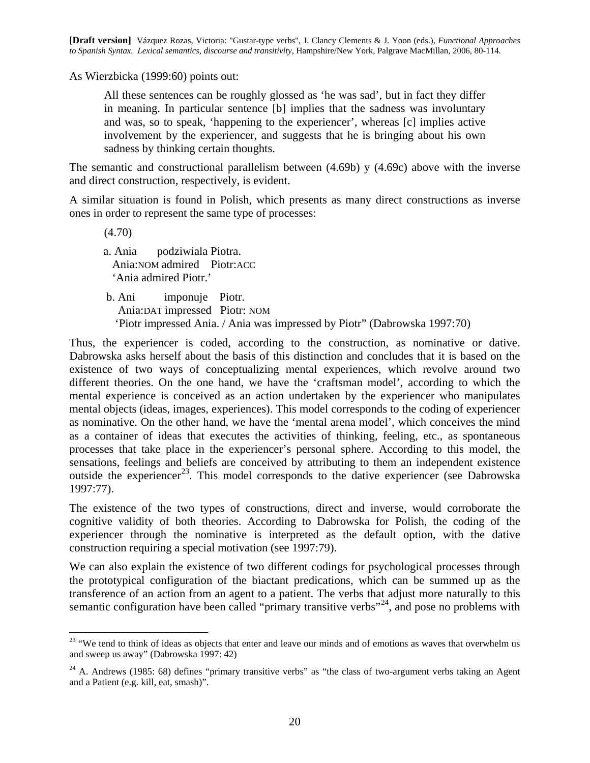As Wierzbicka (1999:60) points out:

> All these sentences can be roughly glossed as 'he was sad', but in fact they differ in meaning. In particular sentence [b] implies that the sadness was involuntary and was, so to speak, 'happening to the experiencer', whereas [c] implies active involvement by the experiencer, and suggests that he is bringing about his own sadness by thinking certain thoughts.

The semantic and constructional parallelism between (4.69b) y (4.69c) above with the inverse and direct construction, respectively, is evident.

A similar situation is found in Polish, which presents as many direct constructions as inverse ones in order to represent the same type of processes:

(4.70)

a. Ania podziwiala Piotra.
   Ania:NOM admired Piotr:ACC
   'Ania admired Piotr.'

b. Ani imponuje Piotr.
   Ania:DAT impressed Piotr: NOM
   'Piotr impressed Ania. / Ania was impressed by Piotr" (Dabrowska 1997:70)

Thus, the experiencer is coded, according to the construction, as nominative or dative. Dabrowska asks herself about the basis of this distinction and concludes that it is based on the existence of two ways of conceptualizing mental experiences, which revolve around two different theories. On the one hand, we have the 'craftsman model', according to which the mental experience is conceived as an action undertaken by the experiencer who manipulates mental objects (ideas, images, experiences). This model corresponds to the coding of experiencer as nominative. On the other hand, we have the 'mental arena model', which conceives the mind as a container of ideas that executes the activities of thinking, feeling, etc., as spontaneous processes that take place in the experiencer's personal sphere. According to this model, the sensations, feelings and beliefs are conceived by attributing to them an independent existence outside the experiencer[23]. This model corresponds to the dative experiencer (see Dabrowska 1997:77).

The existence of the two types of constructions, direct and inverse, would corroborate the cognitive validity of both theories. According to Dabrowska for Polish, the coding of the experiencer through the nominative is interpreted as the default option, with the dative construction requiring a special motivation (see 1997:79).

We can also explain the existence of two different codings for psychological processes through the prototypical configuration of the biactant predications, which can be summed up as the transference of an action from an agent to a patient. The verbs that adjust more naturally to this semantic configuration have been called "primary transitive verbs"[24], and pose no problems with

[23] "We tend to think of ideas as objects that enter and leave our minds and of emotions as waves that overwhelm us and sweep us away" (Dabrowska 1997: 42)

[24] A. Andrews (1985: 68) defines "primary transitive verbs" as "the class of two-argument verbs taking an Agent and a Patient (e.g. kill, eat, smash)".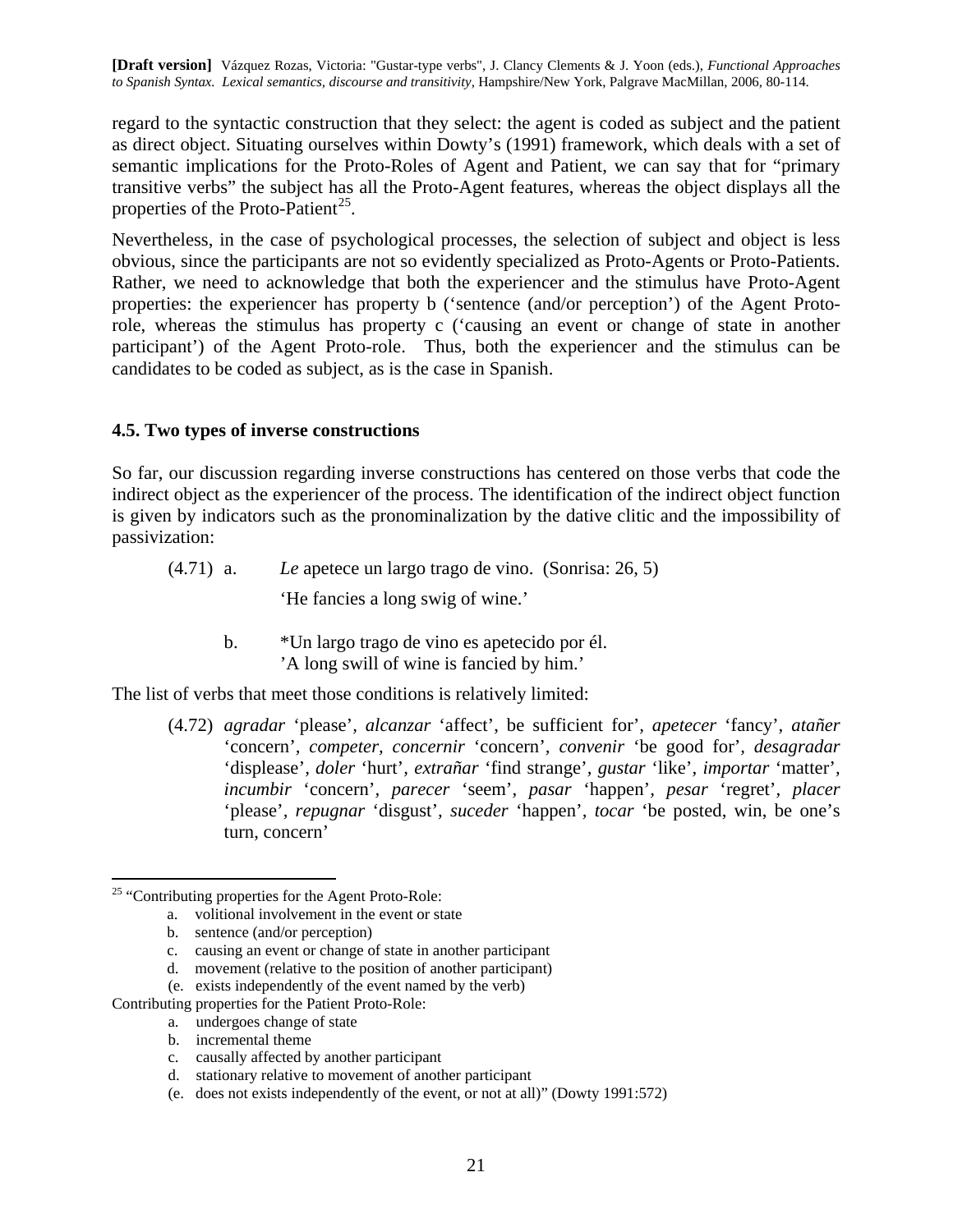regard to the syntactic construction that they select: the agent is coded as subject and the patient as direct object. Situating ourselves within Dowty's (1991) framework, which deals with a set of semantic implications for the Proto-Roles of Agent and Patient, we can say that for "primary transitive verbs" the subject has all the Proto-Agent features, whereas the object displays all the properties of the Proto-Patient[25].

Nevertheless, in the case of psychological processes, the selection of subject and object is less obvious, since the participants are not so evidently specialized as Proto-Agents or Proto-Patients. Rather, we need to acknowledge that both the experiencer and the stimulus have Proto-Agent properties: the experiencer has property b ('sentence (and/or perception') of the Agent Proto-role, whereas the stimulus has property c ('causing an event or change of state in another participant') of the Agent Proto-role. Thus, both the experiencer and the stimulus can be candidates to be coded as subject, as is the case in Spanish.

### 4.5. Two types of inverse constructions

So far, our discussion regarding inverse constructions has centered on those verbs that code the indirect object as the experiencer of the process. The identification of the indirect object function is given by indicators such as the pronominalization by the dative clitic and the impossibility of passivization:

(4.71) a. *Le* apetece un largo trago de vino. (Sonrisa: 26, 5)
'He fancies a long swig of wine.'

b. *Un largo trago de vino es apetecido por él.
'A long swill of wine is fancied by him.'

The list of verbs that meet those conditions is relatively limited:

(4.72) *agradar* 'please', *alcanzar* 'affect', be sufficient for', *apetecer* 'fancy', *atañer* 'concern', *competer, concernir* 'concern', *convenir* 'be good for', *desagradar* 'displease', *doler* 'hurt', *extrañar* 'find strange', *gustar* 'like', *importar* 'matter', *incumbir* 'concern', *parecer* 'seem', *pasar* 'happen', *pesar* 'regret', *placer* 'please', *repugnar* 'disgust', *suceder* 'happen', *tocar* 'be posted, win, be one's turn, concern'

---

[25] "Contributing properties for the Agent Proto-Role:

a. volitional involvement in the event or state
b. sentence (and/or perception)
c. causing an event or change of state in another participant
d. movement (relative to the position of another participant)
(e. exists independently of the event named by the verb)

Contributing properties for the Patient Proto-Role:

a. undergoes change of state
b. incremental theme
c. causally affected by another participant
d. stationary relative to movement of another participant
(e. does not exists independently of the event, or not at all)" (Dowty 1991:572)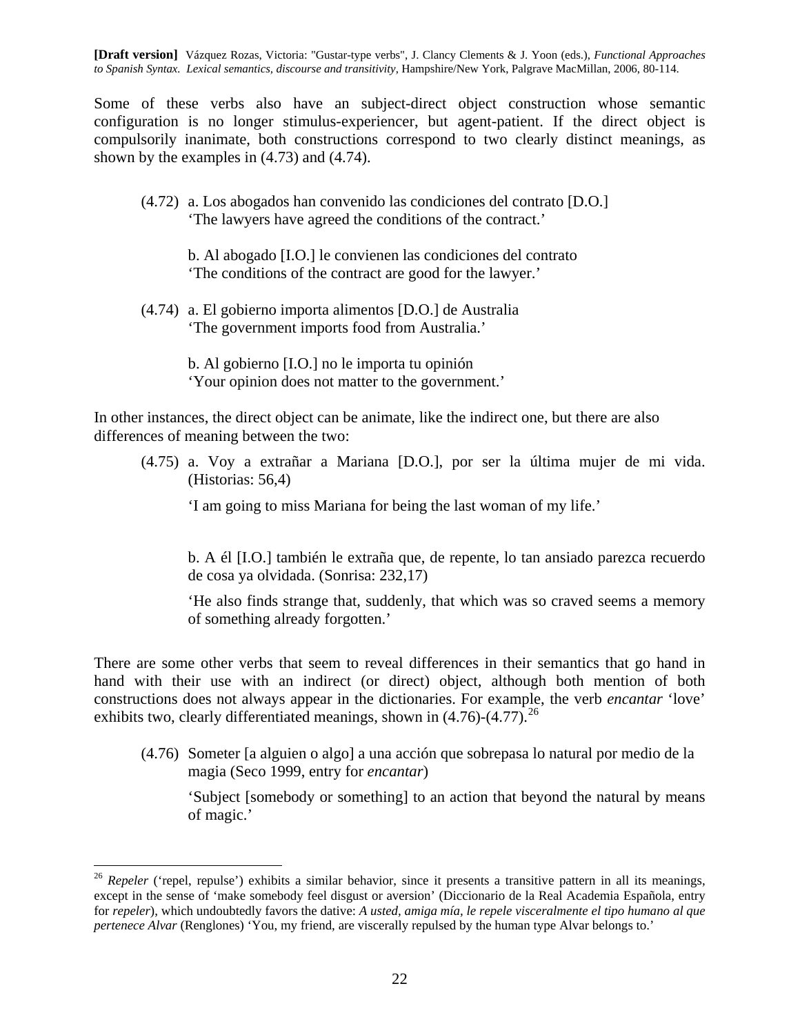Some of these verbs also have an subject-direct object construction whose semantic configuration is no longer stimulus-experiencer, but agent-patient. If the direct object is compulsorily inanimate, both constructions correspond to two clearly distinct meanings, as shown by the examples in (4.73) and (4.74).

(4.72) a. Los abogados han convenido las condiciones del contrato [D.O.]
'The lawyers have agreed the conditions of the contract.'

b. Al abogado [I.O.] le convienen las condiciones del contrato
'The conditions of the contract are good for the lawyer.'

(4.74) a. El gobierno importa alimentos [D.O.] de Australia
'The government imports food from Australia.'

b. Al gobierno [I.O.] no le importa tu opinión
'Your opinion does not matter to the government.'

In other instances, the direct object can be animate, like the indirect one, but there are also differences of meaning between the two:

(4.75) a. Voy a extrañar a Mariana [D.O.], por ser la última mujer de mi vida. (Historias: 56,4)

'I am going to miss Mariana for being the last woman of my life.'

b. A él [I.O.] también le extraña que, de repente, lo tan ansiado parezca recuerdo de cosa ya olvidada. (Sonrisa: 232,17)

'He also finds strange that, suddenly, that which was so craved seems a memory of something already forgotten.'

There are some other verbs that seem to reveal differences in their semantics that go hand in hand with their use with an indirect (or direct) object, although both mention of both constructions does not always appear in the dictionaries. For example, the verb *encantar* 'love' exhibits two, clearly differentiated meanings, shown in (4.76)-(4.77).[26]

(4.76) Someter [a alguien o algo] a una acción que sobrepasa lo natural por medio de la magia (Seco 1999, entry for *encantar*)

'Subject [somebody or something] to an action that beyond the natural by means of magic.'

---

[26] *Repeler* ('repel, repulse') exhibits a similar behavior, since it presents a transitive pattern in all its meanings, except in the sense of 'make somebody feel disgust or aversion' (Diccionario de la Real Academia Española, entry for *repeler*), which undoubtedly favors the dative: *A usted, amiga mía, le repele visceralmente el tipo humano al que pertenece Alvar* (Renglones) 'You, my friend, are viscerally repulsed by the human type Alvar belongs to.'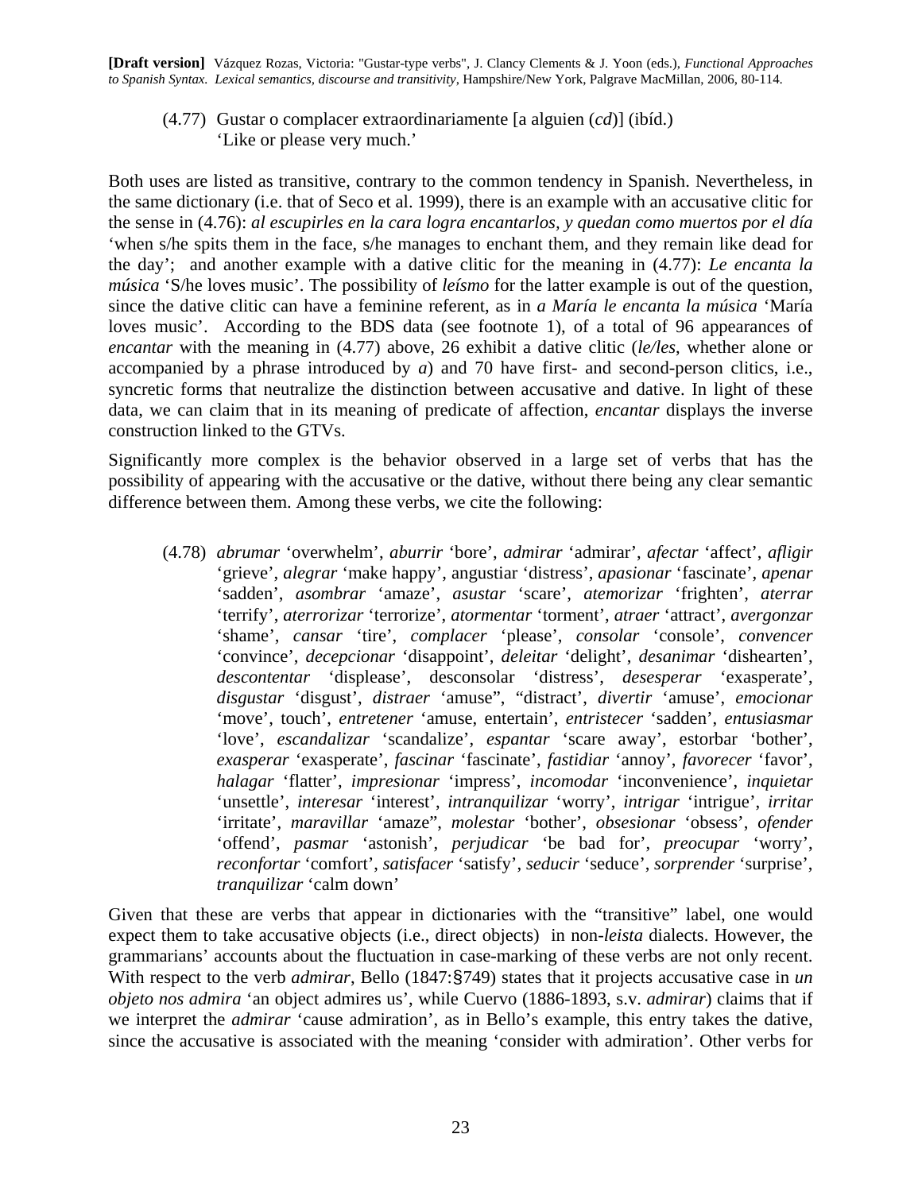(4.77) Gustar o complacer extraordinariamente [a alguien (*cd*)] (ibíd.)
'Like or please very much.'

Both uses are listed as transitive, contrary to the common tendency in Spanish. Nevertheless, in the same dictionary (i.e. that of Seco et al. 1999), there is an example with an accusative clitic for the sense in (4.76): *al escupirles en la cara logra encantarlos, y quedan como muertos por el día* 'when s/he spits them in the face, s/he manages to enchant them, and they remain like dead for the day'; and another example with a dative clitic for the meaning in (4.77): *Le encanta la música* 'S/he loves music'. The possibility of *leísmo* for the latter example is out of the question, since the dative clitic can have a feminine referent, as in *a María le encanta la música* 'María loves music'. According to the BDS data (see footnote 1), of a total of 96 appearances of *encantar* with the meaning in (4.77) above, 26 exhibit a dative clitic (*le/les*, whether alone or accompanied by a phrase introduced by *a*) and 70 have first- and second-person clitics, i.e., syncretic forms that neutralize the distinction between accusative and dative. In light of these data, we can claim that in its meaning of predicate of affection, *encantar* displays the inverse construction linked to the GTVs.

Significantly more complex is the behavior observed in a large set of verbs that has the possibility of appearing with the accusative or the dative, without there being any clear semantic difference between them. Among these verbs, we cite the following:

(4.78) *abrumar* 'overwhelm', *aburrir* 'bore', *admirar* 'admirar', *afectar* 'affect', *afligir* 'grieve', *alegrar* 'make happy', angustiar 'distress', *apasionar* 'fascinate', *apenar* 'sadden', *asombrar* 'amaze', *asustar* 'scare', *atemorizar* 'frighten', *aterrar* 'terrify', *aterrorizar* 'terrorize', *atormentar* 'torment', *atraer* 'attract', *avergonzar* 'shame', *cansar* 'tire', *complacer* 'please', *consolar* 'console', *convencer* 'convince', *decepcionar* 'disappoint', *deleitar* 'delight', *desanimar* 'dishearten', *descontentar* 'displease', desconsolar 'distress', *desesperar* 'exasperate', *disgustar* 'disgust', *distraer* 'amuse", "distract', *divertir* 'amuse', *emocionar* 'move', touch', *entretener* 'amuse, entertain', *entristecer* 'sadden', *entusiasmar* 'love', *escandalizar* 'scandalize', *espantar* 'scare away', estorbar 'bother', *exasperar* 'exasperate', *fascinar* 'fascinate', *fastidiar* 'annoy', *favorecer* 'favor', *halagar* 'flatter', *impresionar* 'impress', *incomodar* 'inconvenience', *inquietar* 'unsettle', *interesar* 'interest', *intranquilizar* 'worry', *intrigar* 'intrigue', *irritar* 'irritate', *maravillar* 'amaze", *molestar* 'bother', *obsesionar* 'obsess', *ofender* 'offend', *pasmar* 'astonish', *perjudicar* 'be bad for', *preocupar* 'worry', *reconfortar* 'comfort', *satisfacer* 'satisfy', *seducir* 'seduce', *sorprender* 'surprise', *tranquilizar* 'calm down'

Given that these are verbs that appear in dictionaries with the "transitive" label, one would expect them to take accusative objects (i.e., direct objects) in non-*leísta* dialects. However, the grammarians' accounts about the fluctuation in case-marking of these verbs are not only recent. With respect to the verb *admirar*, Bello (1847:§749) states that it projects accusative case in *un objeto nos admira* 'an object admires us', while Cuervo (1886-1893, s.v. *admirar*) claims that if we interpret the *admirar* 'cause admiration', as in Bello's example, this entry takes the dative, since the accusative is associated with the meaning 'consider with admiration'. Other verbs for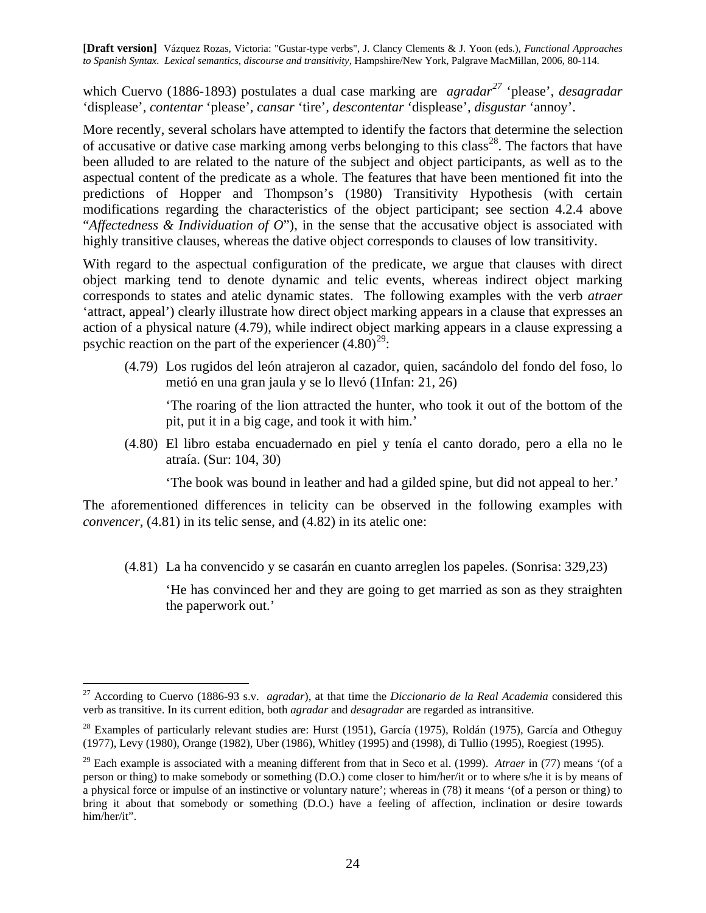which Cuervo (1886-1893) postulates a dual case marking are *agradar*[27] 'please', *desagradar* 'displease', *contentar* 'please', *cansar* 'tire', *descontentar* 'displease', *disgustar* 'annoy'.

More recently, several scholars have attempted to identify the factors that determine the selection of accusative or dative case marking among verbs belonging to this class[28]. The factors that have been alluded to are related to the nature of the subject and object participants, as well as to the aspectual content of the predicate as a whole. The features that have been mentioned fit into the predictions of Hopper and Thompson's (1980) Transitivity Hypothesis (with certain modifications regarding the characteristics of the object participant; see section 4.2.4 above "*Affectedness & Individuation of O*"), in the sense that the accusative object is associated with highly transitive clauses, whereas the dative object corresponds to clauses of low transitivity.

With regard to the aspectual configuration of the predicate, we argue that clauses with direct object marking tend to denote dynamic and telic events, whereas indirect object marking corresponds to states and atelic dynamic states. The following examples with the verb *atraer* 'attract, appeal') clearly illustrate how direct object marking appears in a clause that expresses an action of a physical nature (4.79), while indirect object marking appears in a clause expressing a psychic reaction on the part of the experiencer (4.80)[29]:

(4.79) Los rugidos del león atrajeron al cazador, quien, sacándolo del fondo del foso, lo metió en una gran jaula y se lo llevó (1Infan: 21, 26)

'The roaring of the lion attracted the hunter, who took it out of the bottom of the pit, put it in a big cage, and took it with him.'

(4.80) El libro estaba encuadernado en piel y tenía el canto dorado, pero a ella no le atraía. (Sur: 104, 30)

'The book was bound in leather and had a gilded spine, but did not appeal to her.'

The aforementioned differences in telicity can be observed in the following examples with *convencer*, (4.81) in its telic sense, and (4.82) in its atelic one:

(4.81) La ha convencido y se casarán en cuanto arreglen los papeles. (Sonrisa: 329,23)

'He has convinced her and they are going to get married as son as they straighten the paperwork out.'

---

[27] According to Cuervo (1886-93 s.v. *agradar*), at that time the *Diccionario de la Real Academia* considered this verb as transitive. In its current edition, both *agradar* and *desagradar* are regarded as intransitive.

[28] Examples of particularly relevant studies are: Hurst (1951), García (1975), Roldán (1975), García and Otheguy (1977), Levy (1980), Orange (1982), Uber (1986), Whitley (1995) and (1998), di Tullio (1995), Roegiest (1995).

[29] Each example is associated with a meaning different from that in Seco et al. (1999). *Atraer* in (77) means '(of a person or thing) to make somebody or something (D.O.) come closer to him/her/it or to where s/he it is by means of a physical force or impulse of an instinctive or voluntary nature'; whereas in (78) it means '(of a person or thing) to bring it about that somebody or something (D.O.) have a feeling of affection, inclination or desire towards him/her/it".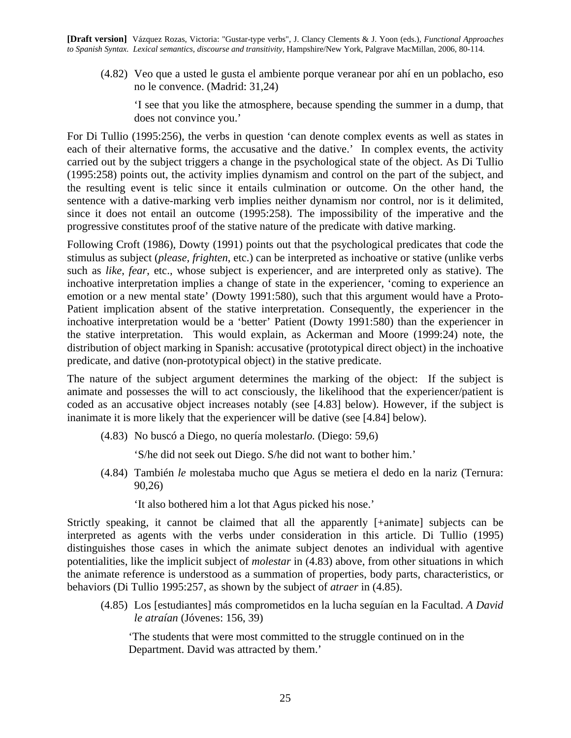(4.82) Veo que a usted le gusta el ambiente porque veranear por ahí en un poblacho, eso no le convence. (Madrid: 31,24)

'I see that you like the atmosphere, because spending the summer in a dump, that does not convince you.'

For Di Tullio (1995:256), the verbs in question 'can denote complex events as well as states in each of their alternative forms, the accusative and the dative.' In complex events, the activity carried out by the subject triggers a change in the psychological state of the object. As Di Tullio (1995:258) points out, the activity implies dynamism and control on the part of the subject, and the resulting event is telic since it entails culmination or outcome. On the other hand, the sentence with a dative-marking verb implies neither dynamism nor control, nor is it delimited, since it does not entail an outcome (1995:258). The impossibility of the imperative and the progressive constitutes proof of the stative nature of the predicate with dative marking.

Following Croft (1986), Dowty (1991) points out that the psychological predicates that code the stimulus as subject (*please*, *frighten*, etc.) can be interpreted as inchoative or stative (unlike verbs such as *like*, *fear*, etc., whose subject is experiencer, and are interpreted only as stative). The inchoative interpretation implies a change of state in the experiencer, 'coming to experience an emotion or a new mental state' (Dowty 1991:580), such that this argument would have a Proto-Patient implication absent of the stative interpretation. Consequently, the experiencer in the inchoative interpretation would be a 'better' Patient (Dowty 1991:580) than the experiencer in the stative interpretation. This would explain, as Ackerman and Moore (1999:24) note, the distribution of object marking in Spanish: accusative (prototypical direct object) in the inchoative predicate, and dative (non-prototypical object) in the stative predicate.

The nature of the subject argument determines the marking of the object: If the subject is animate and possesses the will to act consciously, the likelihood that the experiencer/patient is coded as an accusative object increases notably (see [4.83] below). However, if the subject is inanimate it is more likely that the experiencer will be dative (see [4.84] below).

(4.83) No buscó a Diego, no quería molestar*lo.* (Diego: 59,6)

'S/he did not seek out Diego. S/he did not want to bother him.'

(4.84) También *le* molestaba mucho que Agus se metiera el dedo en la nariz (Ternura: 90,26)

'It also bothered him a lot that Agus picked his nose.'

Strictly speaking, it cannot be claimed that all the apparently [+animate] subjects can be interpreted as agents with the verbs under consideration in this article. Di Tullio (1995) distinguishes those cases in which the animate subject denotes an individual with agentive potentialities, like the implicit subject of *molestar* in (4.83) above, from other situations in which the animate reference is understood as a summation of properties, body parts, characteristics, or behaviors (Di Tullio 1995:257, as shown by the subject of *atraer* in (4.85).

(4.85) Los [estudiantes] más comprometidos en la lucha seguían en la Facultad. *A David le atraían* (Jóvenes: 156, 39)

'The students that were most committed to the struggle continued on in the Department. David was attracted by them.'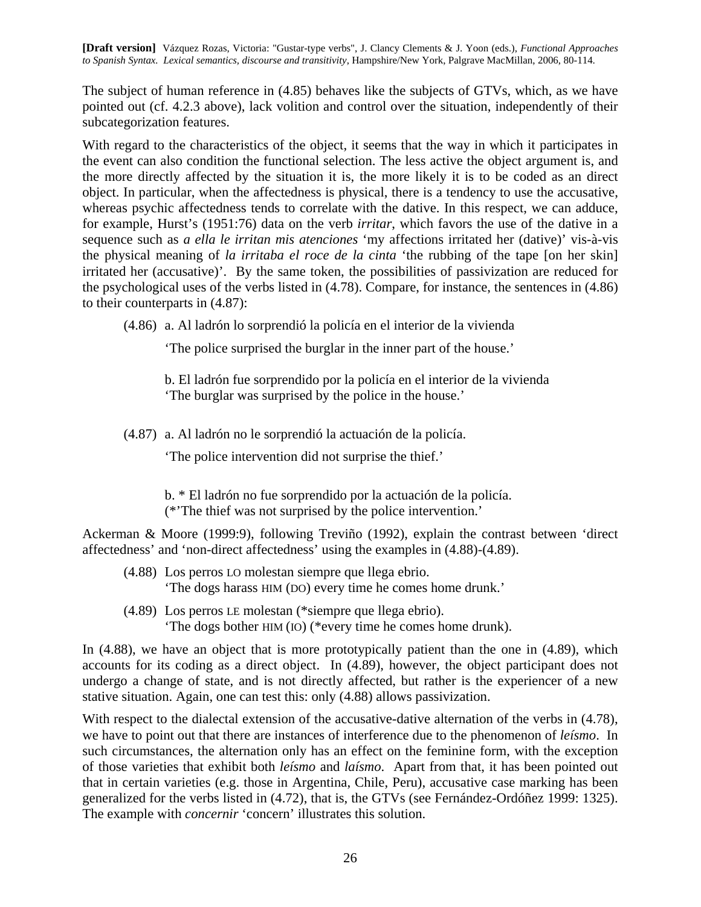The subject of human reference in (4.85) behaves like the subjects of GTVs, which, as we have pointed out (cf. 4.2.3 above), lack volition and control over the situation, independently of their subcategorization features.

With regard to the characteristics of the object, it seems that the way in which it participates in the event can also condition the functional selection. The less active the object argument is, and the more directly affected by the situation it is, the more likely it is to be coded as an direct object. In particular, when the affectedness is physical, there is a tendency to use the accusative, whereas psychic affectedness tends to correlate with the dative. In this respect, we can adduce, for example, Hurst's (1951:76) data on the verb *irritar*, which favors the use of the dative in a sequence such as *a ella le irritan mis atenciones* 'my affections irritated her (dative)' vis-à-vis the physical meaning of *la irritaba el roce de la cinta* 'the rubbing of the tape [on her skin] irritated her (accusative)'. By the same token, the possibilities of passivization are reduced for the psychological uses of the verbs listed in (4.78). Compare, for instance, the sentences in (4.86) to their counterparts in (4.87):

(4.86) a. Al ladrón lo sorprendió la policía en el interior de la vivienda

'The police surprised the burglar in the inner part of the house.'

b. El ladrón fue sorprendido por la policía en el interior de la vivienda
'The burglar was surprised by the police in the house.'

(4.87) a. Al ladrón no le sorprendió la actuación de la policía.

'The police intervention did not surprise the thief.'

b. * El ladrón no fue sorprendido por la actuación de la policía.
(*'The thief was not surprised by the police intervention.'

Ackerman & Moore (1999:9), following Treviño (1992), explain the contrast between 'direct affectedness' and 'non-direct affectedness' using the examples in (4.88)-(4.89).

(4.88) Los perros LO molestan siempre que llega ebrio.
'The dogs harass HIM (DO) every time he comes home drunk.'

(4.89) Los perros LE molestan (*siempre que llega ebrio).
'The dogs bother HIM (IO) (*every time he comes home drunk).

In (4.88), we have an object that is more prototypically patient than the one in (4.89), which accounts for its coding as a direct object. In (4.89), however, the object participant does not undergo a change of state, and is not directly affected, but rather is the experiencer of a new stative situation. Again, one can test this: only (4.88) allows passivization.

With respect to the dialectal extension of the accusative-dative alternation of the verbs in (4.78), we have to point out that there are instances of interference due to the phenomenon of *leísmo*. In such circumstances, the alternation only has an effect on the feminine form, with the exception of those varieties that exhibit both *leísmo* and *laísmo*. Apart from that, it has been pointed out that in certain varieties (e.g. those in Argentina, Chile, Peru), accusative case marking has been generalized for the verbs listed in (4.72), that is, the GTVs (see Fernández-Ordóñez 1999: 1325). The example with *concernir* 'concern' illustrates this solution.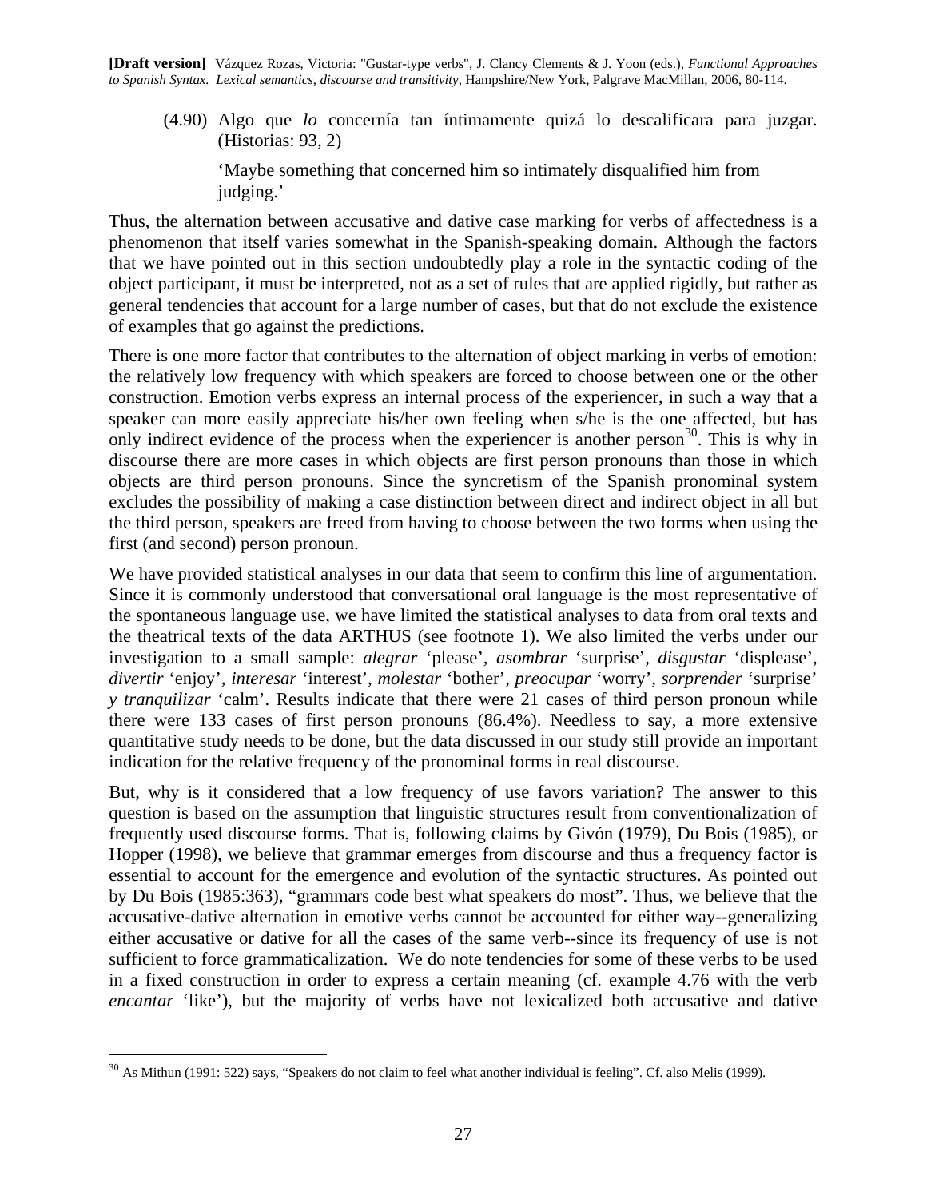(4.90) Algo que *lo* concernía tan íntimamente quizá lo descalificara para juzgar. (Historias: 93, 2)

'Maybe something that concerned him so intimately disqualified him from judging.'

Thus, the alternation between accusative and dative case marking for verbs of affectedness is a phenomenon that itself varies somewhat in the Spanish-speaking domain. Although the factors that we have pointed out in this section undoubtedly play a role in the syntactic coding of the object participant, it must be interpreted, not as a set of rules that are applied rigidly, but rather as general tendencies that account for a large number of cases, but that do not exclude the existence of examples that go against the predictions.

There is one more factor that contributes to the alternation of object marking in verbs of emotion: the relatively low frequency with which speakers are forced to choose between one or the other construction. Emotion verbs express an internal process of the experiencer, in such a way that a speaker can more easily appreciate his/her own feeling when s/he is the one affected, but has only indirect evidence of the process when the experiencer is another person[30]. This is why in discourse there are more cases in which objects are first person pronouns than those in which objects are third person pronouns. Since the syncretism of the Spanish pronominal system excludes the possibility of making a case distinction between direct and indirect object in all but the third person, speakers are freed from having to choose between the two forms when using the first (and second) person pronoun.

We have provided statistical analyses in our data that seem to confirm this line of argumentation. Since it is commonly understood that conversational oral language is the most representative of the spontaneous language use, we have limited the statistical analyses to data from oral texts and the theatrical texts of the data ARTHUS (see footnote 1). We also limited the verbs under our investigation to a small sample: *alegrar* 'please', *asombrar* 'surprise', *disgustar* 'displease', *divertir* 'enjoy', *interesar* 'interest', *molestar* 'bother', *preocupar* 'worry', *sorprender* 'surprise' *y tranquilizar* 'calm'. Results indicate that there were 21 cases of third person pronoun while there were 133 cases of first person pronouns (86.4%). Needless to say, a more extensive quantitative study needs to be done, but the data discussed in our study still provide an important indication for the relative frequency of the pronominal forms in real discourse.

But, why is it considered that a low frequency of use favors variation? The answer to this question is based on the assumption that linguistic structures result from conventionalization of frequently used discourse forms. That is, following claims by Givón (1979), Du Bois (1985), or Hopper (1998), we believe that grammar emerges from discourse and thus a frequency factor is essential to account for the emergence and evolution of the syntactic structures. As pointed out by Du Bois (1985:363), "grammars code best what speakers do most". Thus, we believe that the accusative-dative alternation in emotive verbs cannot be accounted for either way--generalizing either accusative or dative for all the cases of the same verb--since its frequency of use is not sufficient to force grammaticalization. We do note tendencies for some of these verbs to be used in a fixed construction in order to express a certain meaning (cf. example 4.76 with the verb *encantar* 'like'), but the majority of verbs have not lexicalized both accusative and dative

[30] As Mithun (1991: 522) says, "Speakers do not claim to feel what another individual is feeling". Cf. also Melis (1999).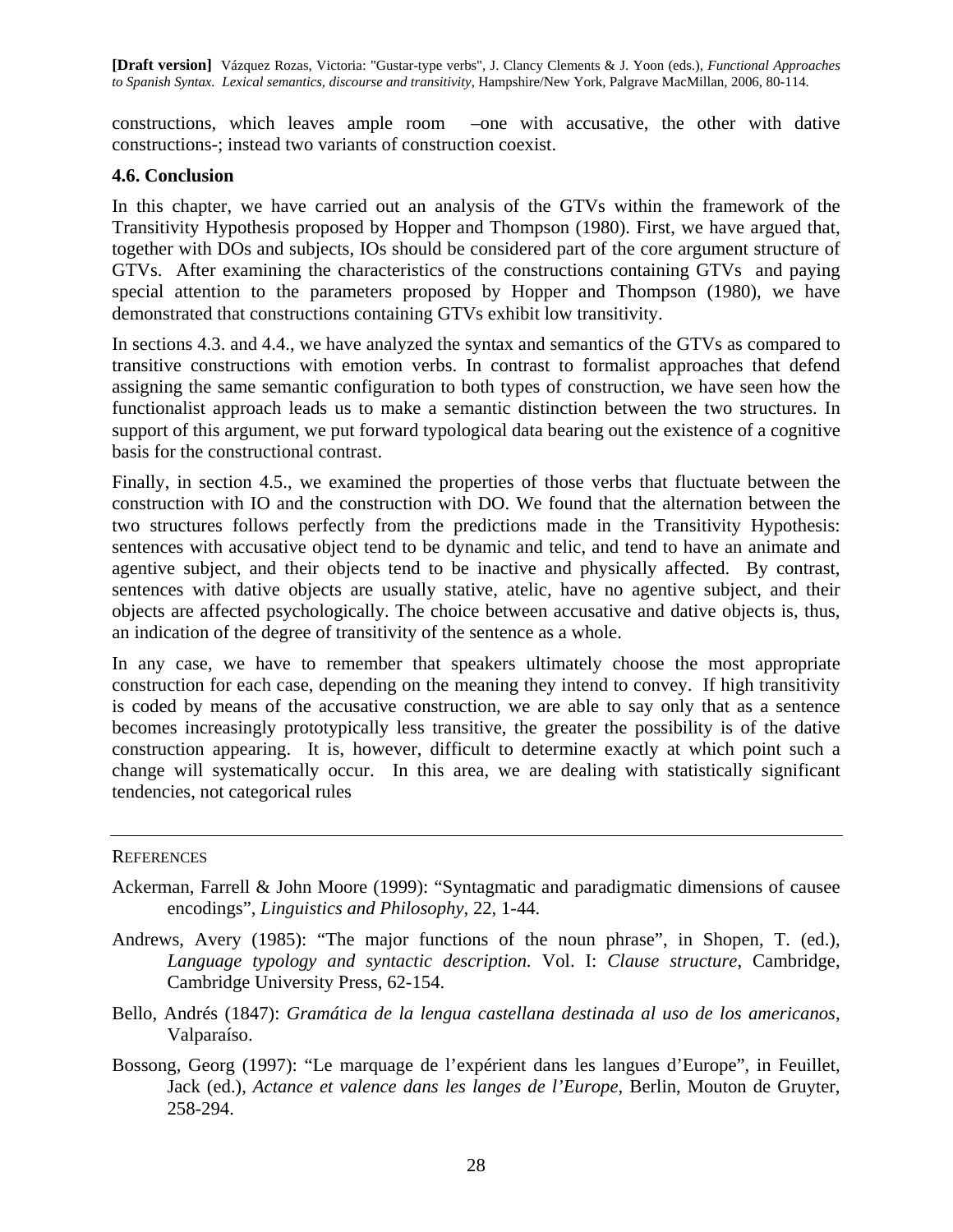constructions, which leaves ample room –one with accusative, the other with dative constructions-; instead two variants of construction coexist.

### 4.6. Conclusion

In this chapter, we have carried out an analysis of the GTVs within the framework of the Transitivity Hypothesis proposed by Hopper and Thompson (1980). First, we have argued that, together with DOs and subjects, IOs should be considered part of the core argument structure of GTVs. After examining the characteristics of the constructions containing GTVs and paying special attention to the parameters proposed by Hopper and Thompson (1980), we have demonstrated that constructions containing GTVs exhibit low transitivity.

In sections 4.3. and 4.4., we have analyzed the syntax and semantics of the GTVs as compared to transitive constructions with emotion verbs. In contrast to formalist approaches that defend assigning the same semantic configuration to both types of construction, we have seen how the functionalist approach leads us to make a semantic distinction between the two structures. In support of this argument, we put forward typological data bearing out the existence of a cognitive basis for the constructional contrast.

Finally, in section 4.5., we examined the properties of those verbs that fluctuate between the construction with IO and the construction with DO. We found that the alternation between the two structures follows perfectly from the predictions made in the Transitivity Hypothesis: sentences with accusative object tend to be dynamic and telic, and tend to have an animate and agentive subject, and their objects tend to be inactive and physically affected. By contrast, sentences with dative objects are usually stative, atelic, have no agentive subject, and their objects are affected psychologically. The choice between accusative and dative objects is, thus, an indication of the degree of transitivity of the sentence as a whole.

In any case, we have to remember that speakers ultimately choose the most appropriate construction for each case, depending on the meaning they intend to convey. If high transitivity is coded by means of the accusative construction, we are able to say only that as a sentence becomes increasingly prototypically less transitive, the greater the possibility is of the dative construction appearing. It is, however, difficult to determine exactly at which point such a change will systematically occur. In this area, we are dealing with statistically significant tendencies, not categorical rules

---

REFERENCES

Ackerman, Farrell & John Moore (1999): "Syntagmatic and paradigmatic dimensions of causee encodings", *Linguistics and Philosophy*, 22, 1-44.

Andrews, Avery (1985): "The major functions of the noun phrase", in Shopen, T. (ed.), *Language typology and syntactic description.* Vol. I: *Clause structure*, Cambridge, Cambridge University Press, 62-154.

Bello, Andrés (1847): *Gramática de la lengua castellana destinada al uso de los americanos*, Valparaíso.

Bossong, Georg (1997): "Le marquage de l'expérient dans les langues d'Europe", in Feuillet, Jack (ed.), *Actance et valence dans les langes de l'Europe*, Berlin, Mouton de Gruyter, 258-294.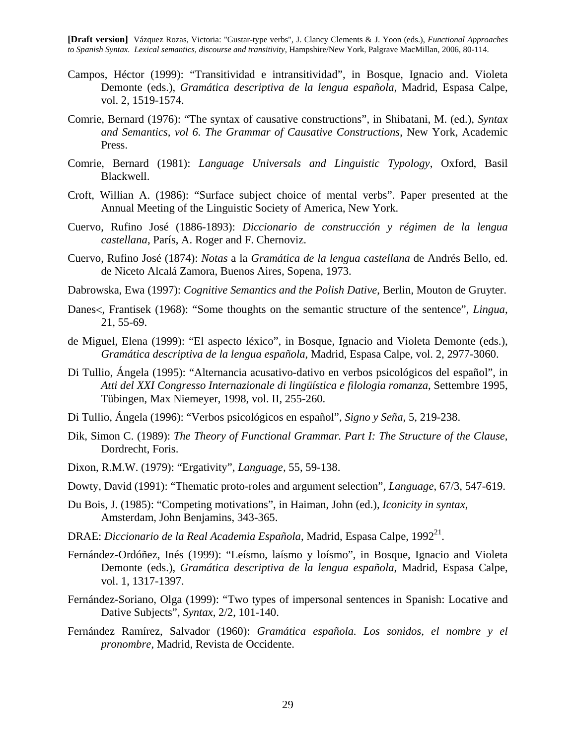Campos, Héctor (1999): "Transitividad e intransitividad", in Bosque, Ignacio and. Violeta Demonte (eds.), *Gramática descriptiva de la lengua española*, Madrid, Espasa Calpe, vol. 2, 1519-1574.

Comrie, Bernard (1976): "The syntax of causative constructions", in Shibatani, M. (ed.), *Syntax and Semantics, vol 6. The Grammar of Causative Constructions*, New York, Academic Press.

Comrie, Bernard (1981): *Language Universals and Linguistic Typology*, Oxford, Basil Blackwell.

Croft, Willian A. (1986): "Surface subject choice of mental verbs". Paper presented at the Annual Meeting of the Linguistic Society of America, New York.

Cuervo, Rufino José (1886-1893): *Diccionario de construcción y régimen de la lengua castellana*, París, A. Roger and F. Chernoviz.

Cuervo, Rufino José (1874): *Notas* a la *Gramática de la lengua castellana* de Andrés Bello, ed. de Niceto Alcalá Zamora, Buenos Aires, Sopena, 1973.

Dabrowska, Ewa (1997): *Cognitive Semantics and the Polish Dative*, Berlin, Mouton de Gruyter.

Danes<, Frantisek (1968): "Some thoughts on the semantic structure of the sentence", *Lingua*, 21, 55-69.

de Miguel, Elena (1999): "El aspecto léxico", in Bosque, Ignacio and Violeta Demonte (eds.), *Gramática descriptiva de la lengua española*, Madrid, Espasa Calpe, vol. 2, 2977-3060.

Di Tullio, Ángela (1995): "Alternancia acusativo-dativo en verbos psicológicos del español", in *Atti del XXI Congresso Internazionale di lingüística e filologia romanza*, Settembre 1995, Tübingen, Max Niemeyer, 1998, vol. II, 255-260.

Di Tullio, Ángela (1996): "Verbos psicológicos en español", *Signo y Seña*, 5, 219-238.

Dik, Simon C. (1989): *The Theory of Functional Grammar. Part I: The Structure of the Clause*, Dordrecht, Foris.

Dixon, R.M.W. (1979): "Ergativity", *Language*, 55, 59-138.

Dowty, David (1991): "Thematic proto-roles and argument selection", *Language*, 67/3, 547-619.

Du Bois, J. (1985): "Competing motivations", in Haiman, John (ed.), *Iconicity in syntax*, Amsterdam, John Benjamins, 343-365.

DRAE: *Diccionario de la Real Academia Española*, Madrid, Espasa Calpe, 1992[21].

Fernández-Ordóñez, Inés (1999): "Leísmo, laísmo y loísmo", in Bosque, Ignacio and Violeta Demonte (eds.), *Gramática descriptiva de la lengua española*, Madrid, Espasa Calpe, vol. 1, 1317-1397.

Fernández-Soriano, Olga (1999): "Two types of impersonal sentences in Spanish: Locative and Dative Subjects", *Syntax*, 2/2, 101-140.

Fernández Ramírez, Salvador (1960): *Gramática española. Los sonidos, el nombre y el pronombre*, Madrid, Revista de Occidente.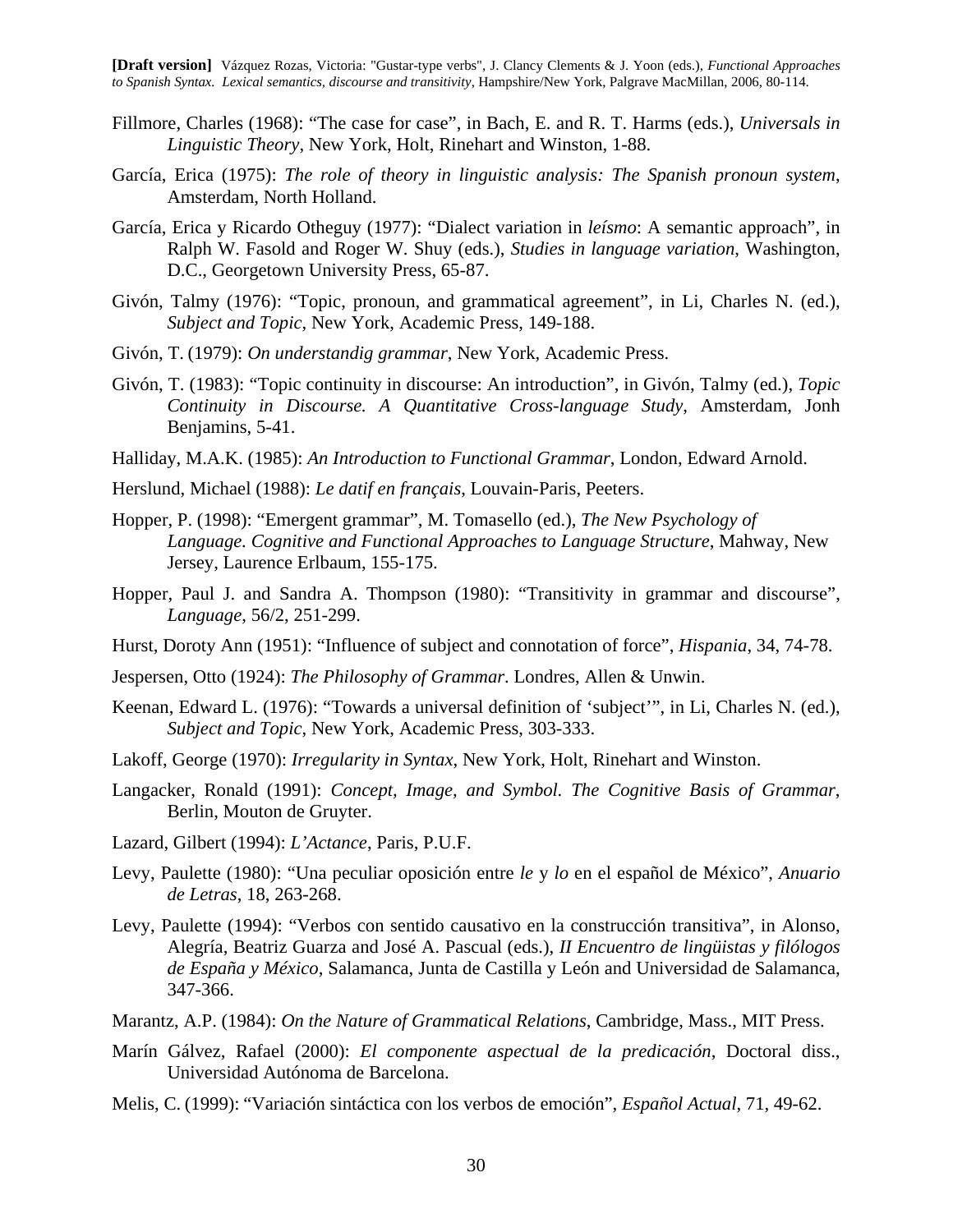Fillmore, Charles (1968): "The case for case", in Bach, E. and R. T. Harms (eds.), *Universals in Linguistic Theory*, New York, Holt, Rinehart and Winston, 1-88.

García, Erica (1975): *The role of theory in linguistic analysis: The Spanish pronoun system*, Amsterdam, North Holland.

García, Erica y Ricardo Otheguy (1977): "Dialect variation in *leísmo*: A semantic approach", in Ralph W. Fasold and Roger W. Shuy (eds.), *Studies in language variation*, Washington, D.C., Georgetown University Press, 65-87.

Givón, Talmy (1976): "Topic, pronoun, and grammatical agreement", in Li, Charles N. (ed.), *Subject and Topic*, New York, Academic Press, 149-188.

Givón, T. (1979): *On understandig grammar*, New York, Academic Press.

Givón, T. (1983): "Topic continuity in discourse: An introduction", in Givón, Talmy (ed.), *Topic Continuity in Discourse. A Quantitative Cross-language Study*, Amsterdam, Jonh Benjamins, 5-41.

Halliday, M.A.K. (1985): *An Introduction to Functional Grammar*, London, Edward Arnold.

Herslund, Michael (1988): *Le datif en français*, Louvain-Paris, Peeters.

Hopper, P. (1998): "Emergent grammar", M. Tomasello (ed.), *The New Psychology of Language. Cognitive and Functional Approaches to Language Structure*, Mahway, New Jersey, Laurence Erlbaum, 155-175.

Hopper, Paul J. and Sandra A. Thompson (1980): "Transitivity in grammar and discourse", *Language*, 56/2, 251-299.

Hurst, Doroty Ann (1951): "Influence of subject and connotation of force", *Hispania*, 34, 74-78.

Jespersen, Otto (1924): *The Philosophy of Grammar*. Londres, Allen & Unwin.

Keenan, Edward L. (1976): "Towards a universal definition of 'subject'", in Li, Charles N. (ed.), *Subject and Topic*, New York, Academic Press, 303-333.

Lakoff, George (1970): *Irregularity in Syntax*, New York, Holt, Rinehart and Winston.

Langacker, Ronald (1991): *Concept, Image, and Symbol. The Cognitive Basis of Grammar*, Berlin, Mouton de Gruyter.

Lazard, Gilbert (1994): *L'Actance*, Paris, P.U.F.

Levy, Paulette (1980): "Una peculiar oposición entre *le* y *lo* en el español de México", *Anuario de Letras*, 18, 263-268.

Levy, Paulette (1994): "Verbos con sentido causativo en la construcción transitiva", in Alonso, Alegría, Beatriz Guarza and José A. Pascual (eds.), *II Encuentro de lingüistas y filólogos de España y México*, Salamanca, Junta de Castilla y León and Universidad de Salamanca, 347-366.

Marantz, A.P. (1984): *On the Nature of Grammatical Relations*, Cambridge, Mass., MIT Press.

Marín Gálvez, Rafael (2000): *El componente aspectual de la predicación*, Doctoral diss., Universidad Autónoma de Barcelona.

Melis, C. (1999): "Variación sintáctica con los verbos de emoción", *Español Actual*, 71, 49-62.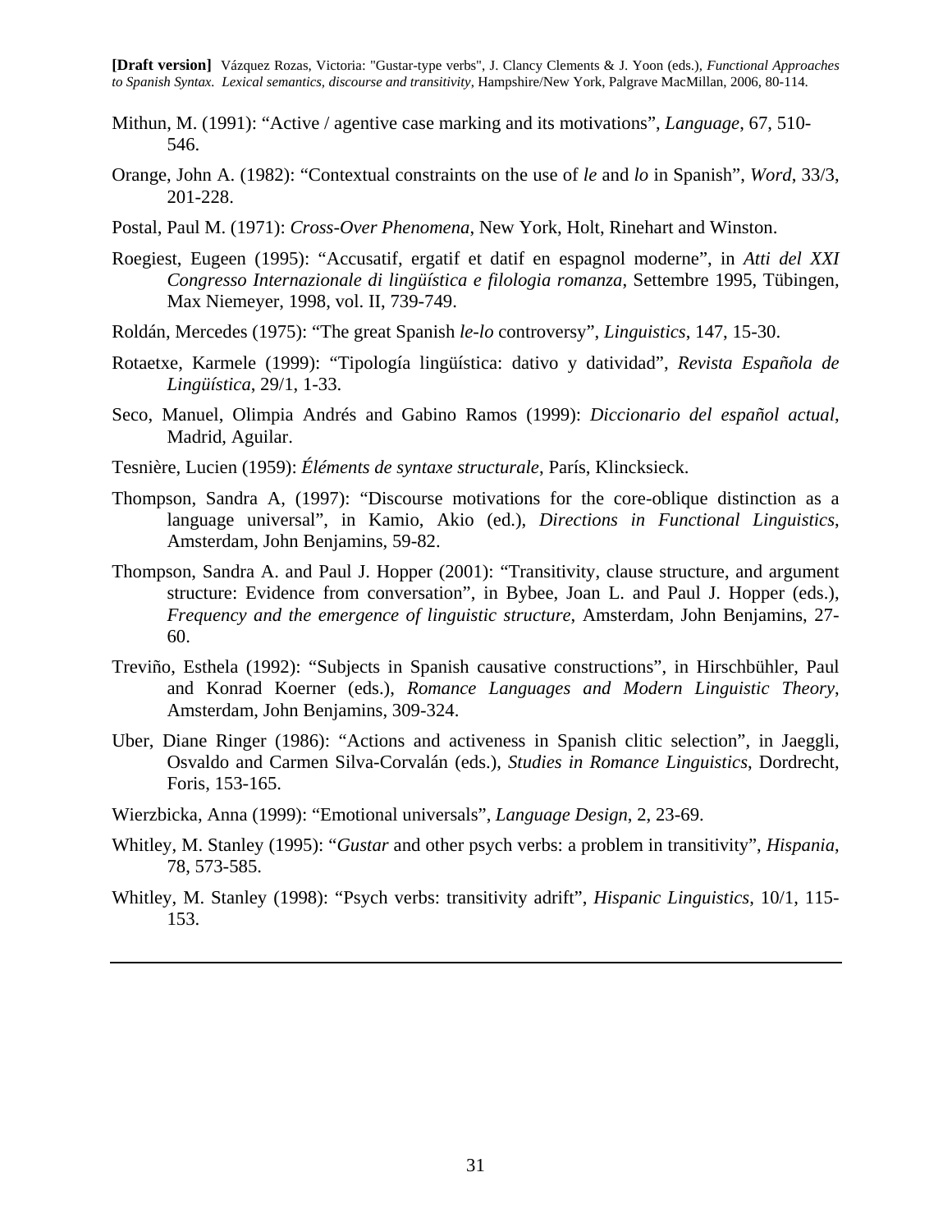Mithun, M. (1991): “Active / agentive case marking and its motivations”, *Language*, 67, 510-546.

Orange, John A. (1982): “Contextual constraints on the use of *le* and *lo* in Spanish”, *Word*, 33/3, 201-228.

Postal, Paul M. (1971): *Cross-Over Phenomena*, New York, Holt, Rinehart and Winston.

Roegiest, Eugeen (1995): “Accusatif, ergatif et datif en espagnol moderne”, in *Atti del XXI Congresso Internazionale di lingüística e filologia romanza*, Settembre 1995, Tübingen, Max Niemeyer, 1998, vol. II, 739-749.

Roldán, Mercedes (1975): “The great Spanish *le-lo* controversy”, *Linguistics*, 147, 15-30.

Rotaetxe, Karmele (1999): “Tipología lingüística: dativo y datividad”, *Revista Española de Lingüística*, 29/1, 1-33.

Seco, Manuel, Olimpia Andrés and Gabino Ramos (1999): *Diccionario del español actual*, Madrid, Aguilar.

Tesnière, Lucien (1959): *Éléments de syntaxe structurale*, París, Klincksieck.

Thompson, Sandra A, (1997): “Discourse motivations for the core-oblique distinction as a language universal”, in Kamio, Akio (ed.), *Directions in Functional Linguistics*, Amsterdam, John Benjamins, 59-82.

Thompson, Sandra A. and Paul J. Hopper (2001): “Transitivity, clause structure, and argument structure: Evidence from conversation”, in Bybee, Joan L. and Paul J. Hopper (eds.), *Frequency and the emergence of linguistic structure*, Amsterdam, John Benjamins, 27-60.

Treviño, Esthela (1992): “Subjects in Spanish causative constructions”, in Hirschbühler, Paul and Konrad Koerner (eds.), *Romance Languages and Modern Linguistic Theory*, Amsterdam, John Benjamins, 309-324.

Uber, Diane Ringer (1986): “Actions and activeness in Spanish clitic selection”, in Jaeggli, Osvaldo and Carmen Silva-Corvalán (eds.), *Studies in Romance Linguistics*, Dordrecht, Foris, 153-165.

Wierzbicka, Anna (1999): “Emotional universals”, *Language Design*, 2, 23-69.

Whitley, M. Stanley (1995): “*Gustar* and other psych verbs: a problem in transitivity”, *Hispania*, 78, 573-585.

Whitley, M. Stanley (1998): “Psych verbs: transitivity adrift”, *Hispanic Linguistics*, 10/1, 115-153.